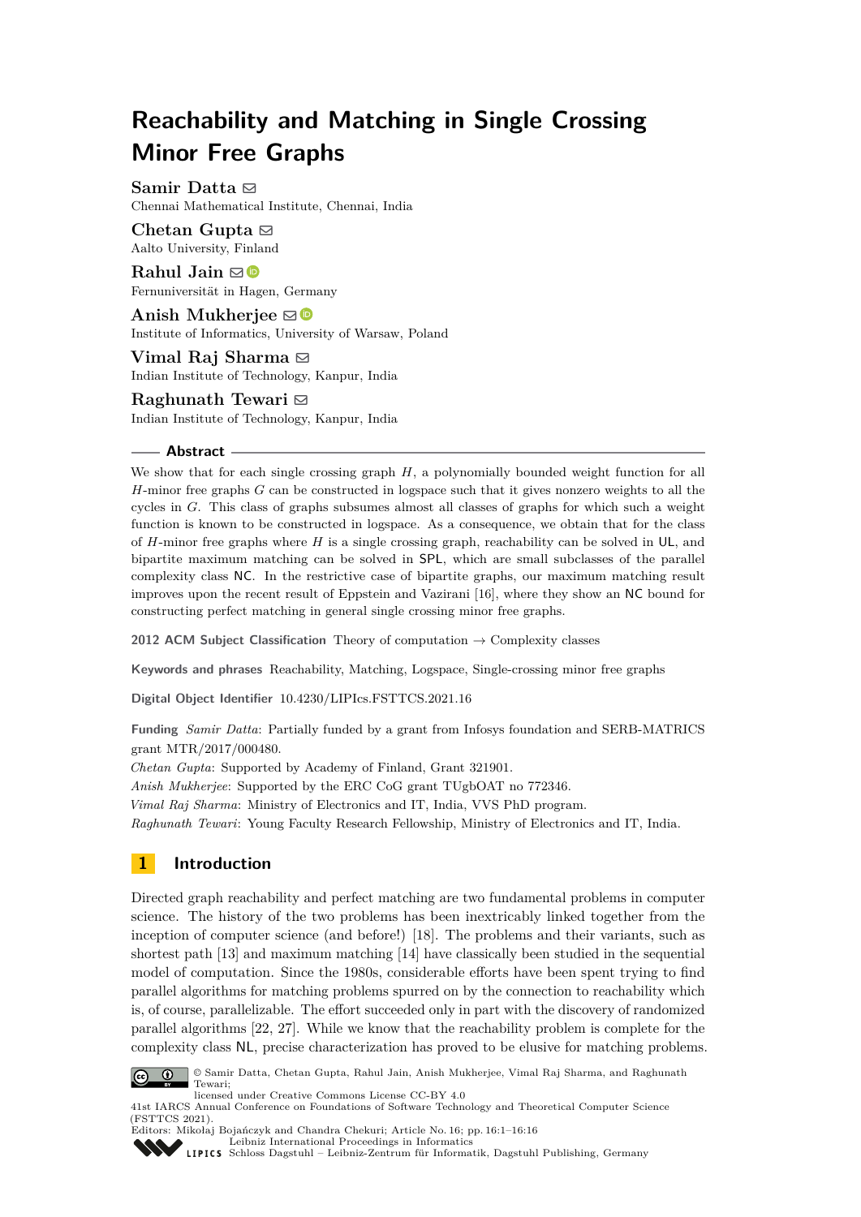# Reachability and Matching in Single Crossing Minor Free Graphs

**Samir Datta** ✉
Chennai Mathematical Institute, Chennai, India

**Chetan Gupta** ✉
Aalto University, Finland

**Rahul Jain** ✉
Fernuniversität in Hagen, Germany

**Anish Mukherjee** ✉
Institute of Informatics, University of Warsaw, Poland

**Vimal Raj Sharma** ✉
Indian Institute of Technology, Kanpur, India

**Raghunath Tewari** ✉
Indian Institute of Technology, Kanpur, India

## Abstract

We show that for each single crossing graph $H$, a polynomially bounded weight function for all $H$-minor free graphs $G$ can be constructed in logspace such that it gives nonzero weights to all the cycles in $G$. This class of graphs subsumes almost all classes of graphs for which such a weight function is known to be constructed in logspace. As a consequence, we obtain that for the class of $H$-minor free graphs where $H$ is a single crossing graph, reachability can be solved in UL, and bipartite maximum matching can be solved in SPL, which are small subclasses of the parallel complexity class NC. In the restrictive case of bipartite graphs, our maximum matching result improves upon the recent result of Eppstein and Vazirani [16], where they show an NC bound for constructing perfect matching in general single crossing minor free graphs.

**2012 ACM Subject Classification** Theory of computation → Complexity classes

**Keywords and phrases** Reachability, Matching, Logspace, Single-crossing minor free graphs

**Digital Object Identifier** 10.4230/LIPIcs.FSTTCS.2021.16

**Funding** *Samir Datta*: Partially funded by a grant from Infosys foundation and SERB-MATRICS grant MTR/2017/000480.
*Chetan Gupta*: Supported by Academy of Finland, Grant 321901.
*Anish Mukherjee*: Supported by the ERC CoG grant TUgbOAT no 772346.
*Vimal Raj Sharma*: Ministry of Electronics and IT, India, VVS PhD program.
*Raghunath Tewari*: Young Faculty Research Fellowship, Ministry of Electronics and IT, India.

## 1 Introduction

Directed graph reachability and perfect matching are two fundamental problems in computer science. The history of the two problems has been inextricably linked together from the inception of computer science (and before!) [18]. The problems and their variants, such as shortest path [13] and maximum matching [14] have classically been studied in the sequential model of computation. Since the 1980s, considerable efforts have been spent trying to find parallel algorithms for matching problems spurred on by the connection to reachability which is, of course, parallelizable. The effort succeeded only in part with the discovery of randomized parallel algorithms [22, 27]. While we know that the reachability problem is complete for the complexity class NL, precise characterization has proved to be elusive for matching problems.

© Samir Datta, Chetan Gupta, Rahul Jain, Anish Mukherjee, Vimal Raj Sharma, and Raghunath Tewari;
licensed under Creative Commons License CC-BY 4.0
41st IARCS Annual Conference on Foundations of Software Technology and Theoretical Computer Science (FSTTCS 2021).
Editors: Mikołaj Bojańczyk and Chandra Chekuri; Article No. 16; pp. 16:1–16:16
Leibniz International Proceedings in Informatics
Schloss Dagstuhl – Leibniz-Zentrum für Informatik, Dagstuhl Publishing, Germany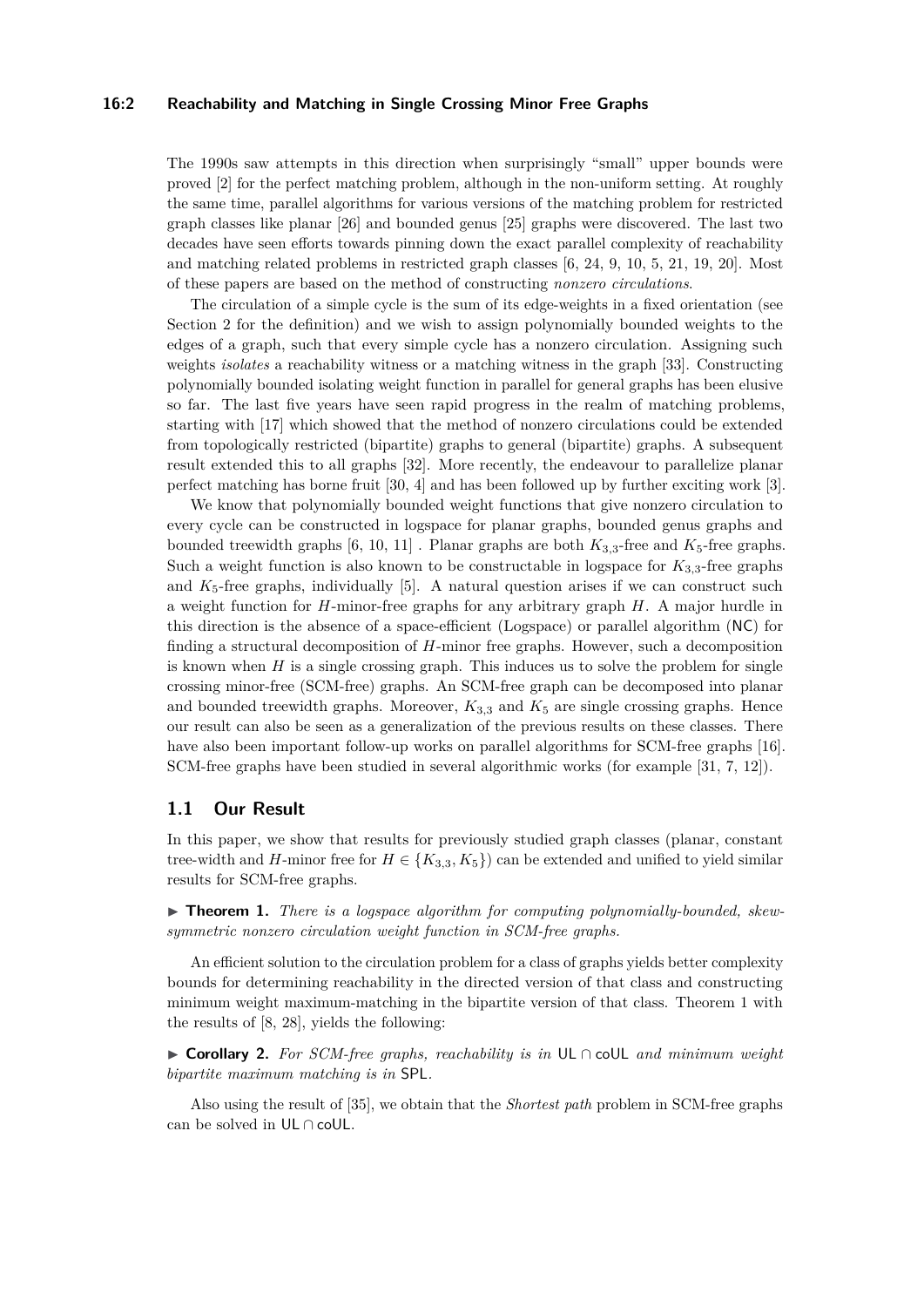The 1990s saw attempts in this direction when surprisingly "small" upper bounds were proved [2] for the perfect matching problem, although in the non-uniform setting. At roughly the same time, parallel algorithms for various versions of the matching problem for restricted graph classes like planar [26] and bounded genus [25] graphs were discovered. The last two decades have seen efforts towards pinning down the exact parallel complexity of reachability and matching related problems in restricted graph classes [6, 24, 9, 10, 5, 21, 19, 20]. Most of these papers are based on the method of constructing *nonzero circulations*.

The circulation of a simple cycle is the sum of its edge-weights in a fixed orientation (see Section 2 for the definition) and we wish to assign polynomially bounded weights to the edges of a graph, such that every simple cycle has a nonzero circulation. Assigning such weights *isolates* a reachability witness or a matching witness in the graph [33]. Constructing polynomially bounded isolating weight function in parallel for general graphs has been elusive so far. The last five years have seen rapid progress in the realm of matching problems, starting with [17] which showed that the method of nonzero circulations could be extended from topologically restricted (bipartite) graphs to general (bipartite) graphs. A subsequent result extended this to all graphs [32]. More recently, the endeavour to parallelize planar perfect matching has borne fruit [30, 4] and has been followed up by further exciting work [3].

We know that polynomially bounded weight functions that give nonzero circulation to every cycle can be constructed in logspace for planar graphs, bounded genus graphs and bounded treewidth graphs [6, 10, 11] . Planar graphs are both $K_{3,3}$-free and $K_5$-free graphs. Such a weight function is also known to be constructable in logspace for $K_{3,3}$-free graphs and $K_5$-free graphs, individually [5]. A natural question arises if we can construct such a weight function for $H$-minor-free graphs for any arbitrary graph $H$. A major hurdle in this direction is the absence of a space-efficient (Logspace) or parallel algorithm (NC) for finding a structural decomposition of $H$-minor free graphs. However, such a decomposition is known when $H$ is a single crossing graph. This induces us to solve the problem for single crossing minor-free (SCM-free) graphs. An SCM-free graph can be decomposed into planar and bounded treewidth graphs. Moreover, $K_{3,3}$ and $K_5$ are single crossing graphs. Hence our result can also be seen as a generalization of the previous results on these classes. There have also been important follow-up works on parallel algorithms for SCM-free graphs [16]. SCM-free graphs have been studied in several algorithmic works (for example [31, 7, 12]).

## 1.1 Our Result

In this paper, we show that results for previously studied graph classes (planar, constant tree-width and $H$-minor free for $H \in \{K_{3,3}, K_5\}$) can be extended and unified to yield similar results for SCM-free graphs.

▶ **Theorem 1.** *There is a logspace algorithm for computing polynomially-bounded, skew-symmetric nonzero circulation weight function in SCM-free graphs.*

An efficient solution to the circulation problem for a class of graphs yields better complexity bounds for determining reachability in the directed version of that class and constructing minimum weight maximum-matching in the bipartite version of that class. Theorem 1 with the results of [8, 28], yields the following:

▶ **Corollary 2.** *For SCM-free graphs, reachability is in* UL ∩ coUL *and minimum weight bipartite maximum matching is in* SPL*.*

Also using the result of [35], we obtain that the *Shortest path* problem in SCM-free graphs can be solved in UL ∩ coUL.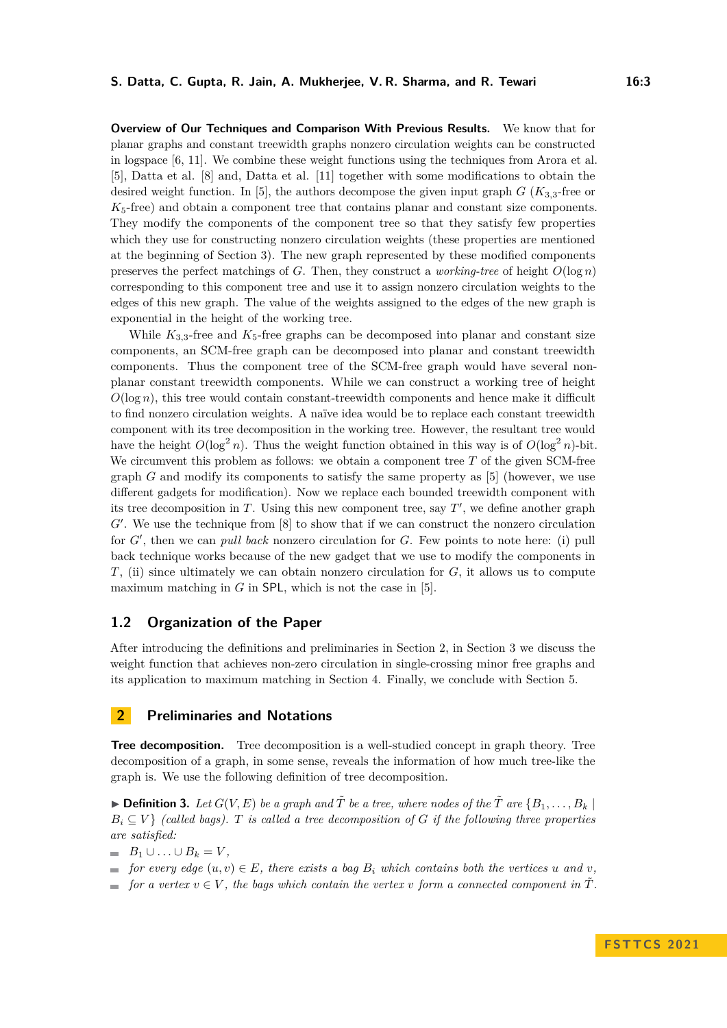**Overview of Our Techniques and Comparison With Previous Results.** We know that for planar graphs and constant treewidth graphs nonzero circulation weights can be constructed in logspace [6, 11]. We combine these weight functions using the techniques from Arora et al. [5], Datta et al. [8] and, Datta et al. [11] together with some modifications to obtain the desired weight function. In [5], the authors decompose the given input graph $G$ ($K_{3,3}$-free or $K_5$-free) and obtain a component tree that contains planar and constant size components. They modify the components of the component tree so that they satisfy few properties which they use for constructing nonzero circulation weights (these properties are mentioned at the beginning of Section 3). The new graph represented by these modified components preserves the perfect matchings of $G$. Then, they construct a *working-tree* of height $O(\log n)$ corresponding to this component tree and use it to assign nonzero circulation weights to the edges of this new graph. The value of the weights assigned to the edges of the new graph is exponential in the height of the working tree.

While $K_{3,3}$-free and $K_5$-free graphs can be decomposed into planar and constant size components, an SCM-free graph can be decomposed into planar and constant treewidth components. Thus the component tree of the SCM-free graph would have several non-planar constant treewidth components. While we can construct a working tree of height $O(\log n)$, this tree would contain constant-treewidth components and hence make it difficult to find nonzero circulation weights. A naïve idea would be to replace each constant treewidth component with its tree decomposition in the working tree. However, the resultant tree would have the height $O(\log^2 n)$. Thus the weight function obtained in this way is of $O(\log^2 n)$-bit. We circumvent this problem as follows: we obtain a component tree $T$ of the given SCM-free graph $G$ and modify its components to satisfy the same property as [5] (however, we use different gadgets for modification). Now we replace each bounded treewidth component with its tree decomposition in $T$. Using this new component tree, say $T'$, we define another graph $G'$. We use the technique from [8] to show that if we can construct the nonzero circulation for $G'$, then we can *pull back* nonzero circulation for $G$. Few points to note here: (i) pull back technique works because of the new gadget that we use to modify the components in $T$, (ii) since ultimately we can obtain nonzero circulation for $G$, it allows us to compute maximum matching in $G$ in SPL, which is not the case in [5].

## 1.2 Organization of the Paper

After introducing the definitions and preliminaries in Section 2, in Section 3 we discuss the weight function that achieves non-zero circulation in single-crossing minor free graphs and its application to maximum matching in Section 4. Finally, we conclude with Section 5.

# 2 Preliminaries and Notations

**Tree decomposition.** Tree decomposition is a well-studied concept in graph theory. Tree decomposition of a graph, in some sense, reveals the information of how much tree-like the graph is. We use the following definition of tree decomposition.

▶ **Definition 3.** *Let $G(V, E)$ be a graph and $\tilde{T}$ be a tree, where nodes of the $\tilde{T}$ are $\{B_1, \ldots, B_k \mid B_i \subseteq V\}$ (called bags). $T$ is called a tree decomposition of $G$ if the following three properties are satisfied:*

- $B_1 \cup \ldots \cup B_k = V$,
- *for every edge $(u, v) \in E$, there exists a bag $B_i$ which contains both the vertices $u$ and $v$,*
- *for a vertex $v \in V$, the bags which contain the vertex $v$ form a connected component in $\tilde{T}$.*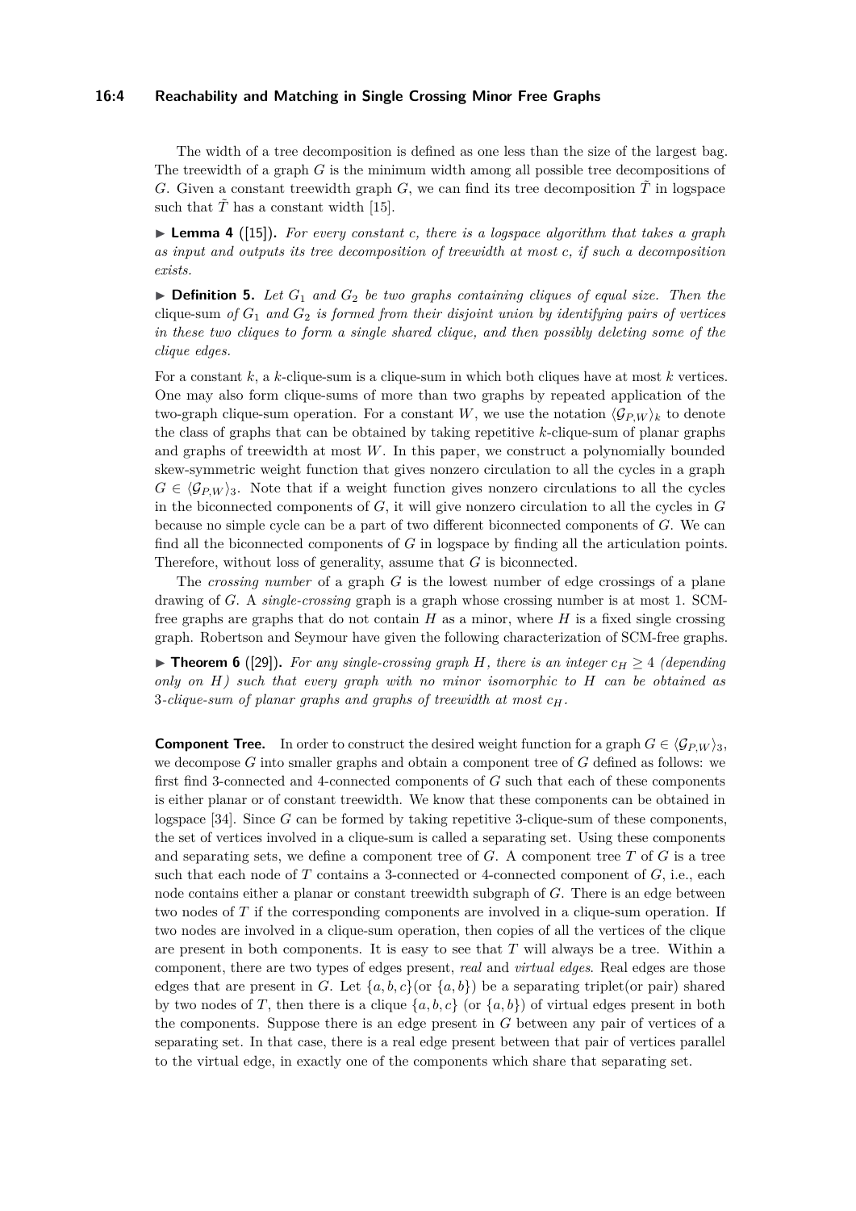The width of a tree decomposition is defined as one less than the size of the largest bag. The treewidth of a graph $G$ is the minimum width among all possible tree decompositions of $G$. Given a constant treewidth graph $G$, we can find its tree decomposition $\tilde{T}$ in logspace such that $\tilde{T}$ has a constant width [15].

▶ **Lemma 4** ([15]). *For every constant c, there is a logspace algorithm that takes a graph as input and outputs its tree decomposition of treewidth at most c, if such a decomposition exists.*

▶ **Definition 5.** *Let $G_1$ and $G_2$ be two graphs containing cliques of equal size. Then the* clique-sum *of $G_1$ and $G_2$ is formed from their disjoint union by identifying pairs of vertices in these two cliques to form a single shared clique, and then possibly deleting some of the clique edges.*

For a constant $k$, a $k$-clique-sum is a clique-sum in which both cliques have at most $k$ vertices. One may also form clique-sums of more than two graphs by repeated application of the two-graph clique-sum operation. For a constant $W$, we use the notation $\langle \mathcal{G}_{P,W} \rangle_k$ to denote the class of graphs that can be obtained by taking repetitive $k$-clique-sum of planar graphs and graphs of treewidth at most $W$. In this paper, we construct a polynomially bounded skew-symmetric weight function that gives nonzero circulation to all the cycles in a graph $G \in \langle \mathcal{G}_{P,W} \rangle_3$. Note that if a weight function gives nonzero circulations to all the cycles in the biconnected components of $G$, it will give nonzero circulation to all the cycles in $G$ because no simple cycle can be a part of two different biconnected components of $G$. We can find all the biconnected components of $G$ in logspace by finding all the articulation points. Therefore, without loss of generality, assume that $G$ is biconnected.

The *crossing number* of a graph $G$ is the lowest number of edge crossings of a plane drawing of $G$. A *single-crossing* graph is a graph whose crossing number is at most 1. SCM-free graphs are graphs that do not contain $H$ as a minor, where $H$ is a fixed single crossing graph. Robertson and Seymour have given the following characterization of SCM-free graphs.

▶ **Theorem 6** ([29]). *For any single-crossing graph $H$, there is an integer $c_H \geq 4$ (depending only on $H$) such that every graph with no minor isomorphic to $H$ can be obtained as 3-clique-sum of planar graphs and graphs of treewidth at most $c_H$.*

**Component Tree.** In order to construct the desired weight function for a graph $G \in \langle \mathcal{G}_{P,W} \rangle_3$, we decompose $G$ into smaller graphs and obtain a component tree of $G$ defined as follows: we first find 3-connected and 4-connected components of $G$ such that each of these components is either planar or of constant treewidth. We know that these components can be obtained in logspace [34]. Since $G$ can be formed by taking repetitive 3-clique-sum of these components, the set of vertices involved in a clique-sum is called a separating set. Using these components and separating sets, we define a component tree of $G$. A component tree $T$ of $G$ is a tree such that each node of $T$ contains a 3-connected or 4-connected component of $G$, i.e., each node contains either a planar or constant treewidth subgraph of $G$. There is an edge between two nodes of $T$ if the corresponding components are involved in a clique-sum operation. If two nodes are involved in a clique-sum operation, then copies of all the vertices of the clique are present in both components. It is easy to see that $T$ will always be a tree. Within a component, there are two types of edges present, *real* and *virtual edges*. Real edges are those edges that are present in $G$. Let $\{a, b, c\}$(or $\{a, b\}$) be a separating triplet(or pair) shared by two nodes of $T$, then there is a clique $\{a, b, c\}$ (or $\{a, b\}$) of virtual edges present in both the components. Suppose there is an edge present in $G$ between any pair of vertices of a separating set. In that case, there is a real edge present between that pair of vertices parallel to the virtual edge, in exactly one of the components which share that separating set.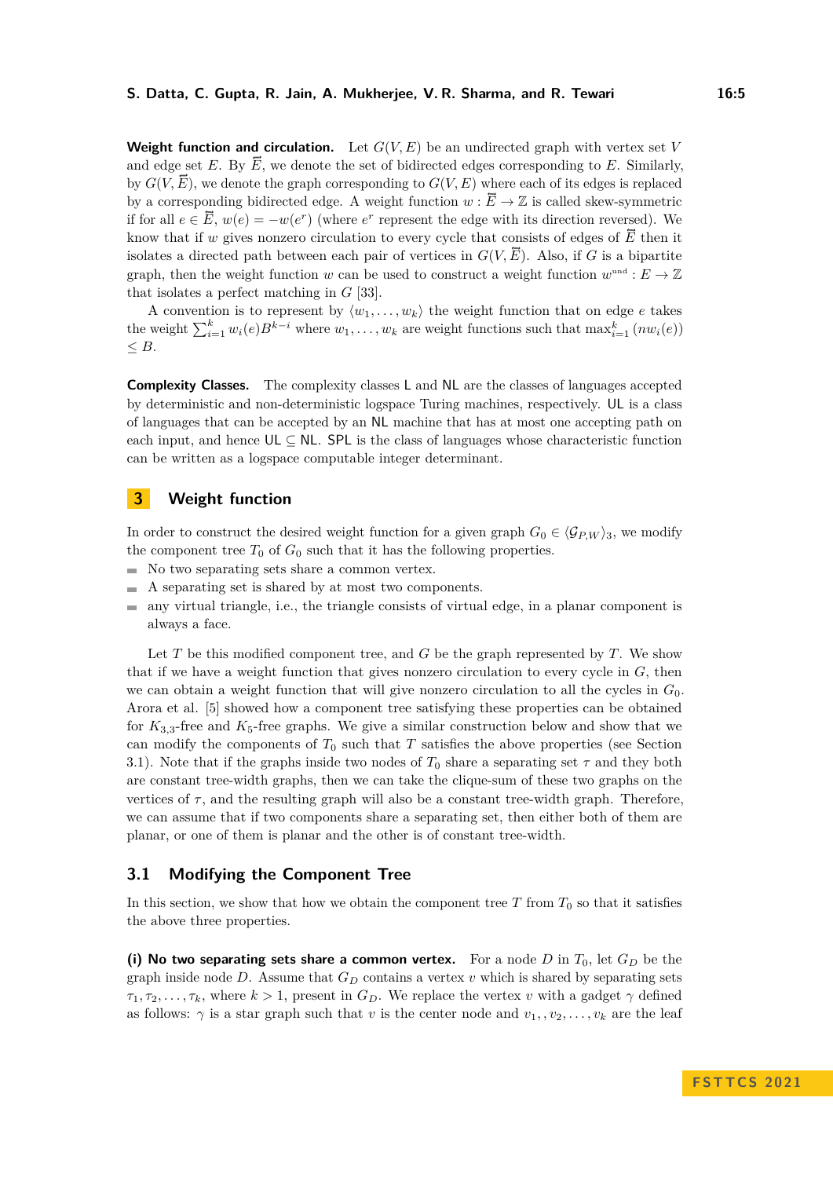**Weight function and circulation.** Let $G(V, E)$ be an undirected graph with vertex set $V$ and edge set $E$. By $\overleftrightarrow{E}$, we denote the set of bidirected edges corresponding to $E$. Similarly, by $G(V, \overleftrightarrow{E})$, we denote the graph corresponding to $G(V, E)$ where each of its edges is replaced by a corresponding bidirected edge. A weight function $w : \overleftrightarrow{E} \to \mathbb{Z}$ is called skew-symmetric if for all $e \in \overleftrightarrow{E}$, $w(e) = -w(e^r)$ (where $e^r$ represent the edge with its direction reversed). We know that if $w$ gives nonzero circulation to every cycle that consists of edges of $\overleftrightarrow{E}$ then it isolates a directed path between each pair of vertices in $G(V, \overleftrightarrow{E})$. Also, if $G$ is a bipartite graph, then the weight function $w$ can be used to construct a weight function $w^{\text{und}} : E \to \mathbb{Z}$ that isolates a perfect matching in $G$ [33].

A convention is to represent by $\langle w_1, \ldots, w_k \rangle$ the weight function that on edge $e$ takes the weight $\sum_{i=1}^{k} w_i(e) B^{k-i}$ where $w_1, \ldots, w_k$ are weight functions such that $\max_{i=1}^{k} (nw_i(e)) \leq B$.

**Complexity Classes.** The complexity classes L and NL are the classes of languages accepted by deterministic and non-deterministic logspace Turing machines, respectively. UL is a class of languages that can be accepted by an NL machine that has at most one accepting path on each input, and hence UL $\subseteq$ NL. SPL is the class of languages whose characteristic function can be written as a logspace computable integer determinant.

## 3 Weight function

In order to construct the desired weight function for a given graph $G_0 \in \langle \mathcal{G}_{P,W} \rangle_3$, we modify the component tree $T_0$ of $G_0$ such that it has the following properties.

- No two separating sets share a common vertex.
- A separating set is shared by at most two components.
- any virtual triangle, i.e., the triangle consists of virtual edge, in a planar component is always a face.

Let $T$ be this modified component tree, and $G$ be the graph represented by $T$. We show that if we have a weight function that gives nonzero circulation to every cycle in $G$, then we can obtain a weight function that will give nonzero circulation to all the cycles in $G_0$. Arora et al. [5] showed how a component tree satisfying these properties can be obtained for $K_{3,3}$-free and $K_5$-free graphs. We give a similar construction below and show that we can modify the components of $T_0$ such that $T$ satisfies the above properties (see Section 3.1). Note that if the graphs inside two nodes of $T_0$ share a separating set $\tau$ and they both are constant tree-width graphs, then we can take the clique-sum of these two graphs on the vertices of $\tau$, and the resulting graph will also be a constant tree-width graph. Therefore, we can assume that if two components share a separating set, then either both of them are planar, or one of them is planar and the other is of constant tree-width.

### 3.1 Modifying the Component Tree

In this section, we show that how we obtain the component tree $T$ from $T_0$ so that it satisfies the above three properties.

**(i) No two separating sets share a common vertex.** For a node $D$ in $T_0$, let $G_D$ be the graph inside node $D$. Assume that $G_D$ contains a vertex $v$ which is shared by separating sets $\tau_1, \tau_2, \ldots, \tau_k$, where $k > 1$, present in $G_D$. We replace the vertex $v$ with a gadget $\gamma$ defined as follows: $\gamma$ is a star graph such that $v$ is the center node and $v_1, , v_2, \ldots, v_k$ are the leaf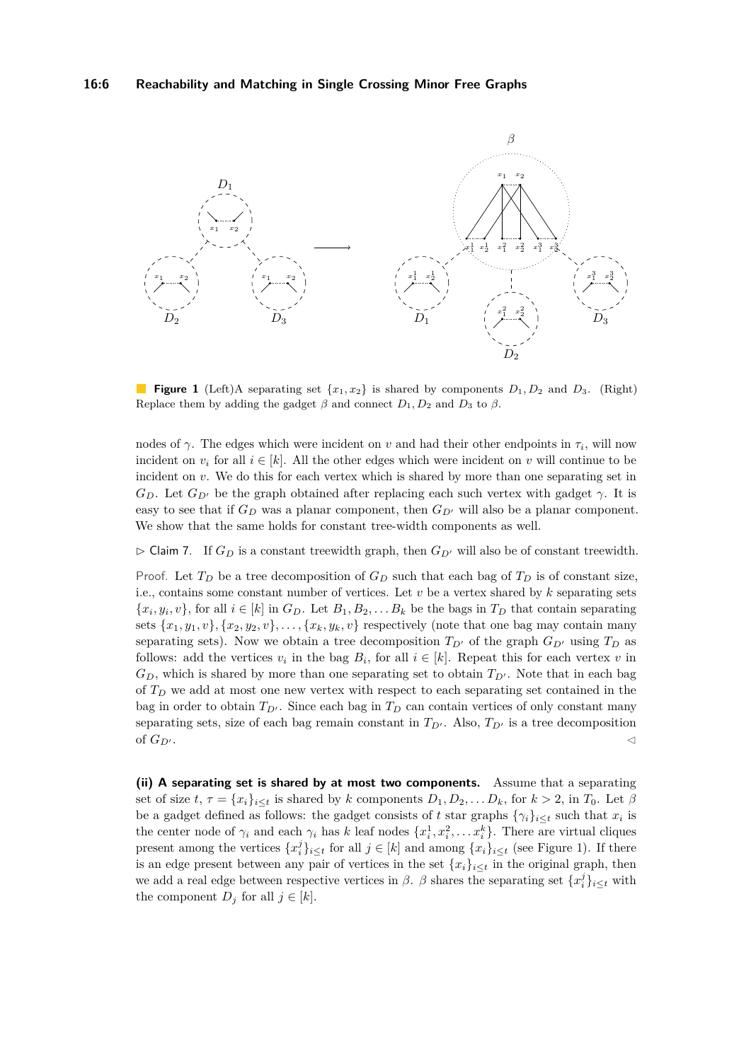**Figure 1** (Left)A separating set $\{x_1, x_2\}$ is shared by components $D_1, D_2$ and $D_3$. (Right) Replace them by adding the gadget $\beta$ and connect $D_1, D_2$ and $D_3$ to $\beta$.

nodes of $\gamma$. The edges which were incident on $v$ and had their other endpoints in $\tau_i$, will now incident on $v_i$ for all $i \in [k]$. All the other edges which were incident on $v$ will continue to be incident on $v$. We do this for each vertex which is shared by more than one separating set in $G_D$. Let $G_{D'}$ be the graph obtained after replacing each such vertex with gadget $\gamma$. It is easy to see that if $G_D$ was a planar component, then $G_{D'}$ will also be a planar component. We show that the same holds for constant tree-width components as well.

▷ Claim 7. If $G_D$ is a constant treewidth graph, then $G_{D'}$ will also be of constant treewidth.

Proof. Let $T_D$ be a tree decomposition of $G_D$ such that each bag of $T_D$ is of constant size, i.e., contains some constant number of vertices. Let $v$ be a vertex shared by $k$ separating sets $\{x_i, y_i, v\}$, for all $i \in [k]$ in $G_D$. Let $B_1, B_2, \ldots B_k$ be the bags in $T_D$ that contain separating sets $\{x_1, y_1, v\}, \{x_2, y_2, v\}, \ldots, \{x_k, y_k, v\}$ respectively (note that one bag may contain many separating sets). Now we obtain a tree decomposition $T_{D'}$ of the graph $G_{D'}$ using $T_D$ as follows: add the vertices $v_i$ in the bag $B_i$, for all $i \in [k]$. Repeat this for each vertex $v$ in $G_D$, which is shared by more than one separating set to obtain $T_{D'}$. Note that in each bag of $T_D$ we add at most one new vertex with respect to each separating set contained in the bag in order to obtain $T_{D'}$. Since each bag in $T_D$ can contain vertices of only constant many separating sets, size of each bag remain constant in $T_{D'}$. Also, $T_{D'}$ is a tree decomposition of $G_{D'}$. ◁

**(ii) A separating set is shared by at most two components.** Assume that a separating set of size $t$, $\tau = \{x_i\}_{i \le t}$ is shared by $k$ components $D_1, D_2, \ldots D_k$, for $k > 2$, in $T_0$. Let $\beta$ be a gadget defined as follows: the gadget consists of $t$ star graphs $\{\gamma_i\}_{i \le t}$ such that $x_i$ is the center node of $\gamma_i$ and each $\gamma_i$ has $k$ leaf nodes $\{x_i^1, x_i^2, \ldots x_i^k\}$. There are virtual cliques present among the vertices $\{x_i^j\}_{i \le t}$ for all $j \in [k]$ and among $\{x_i\}_{i \le t}$ (see Figure 1). If there is an edge present between any pair of vertices in the set $\{x_i\}_{i \le t}$ in the original graph, then we add a real edge between respective vertices in $\beta$. $\beta$ shares the separating set $\{x_i^j\}_{i \le t}$ with the component $D_j$ for all $j \in [k]$.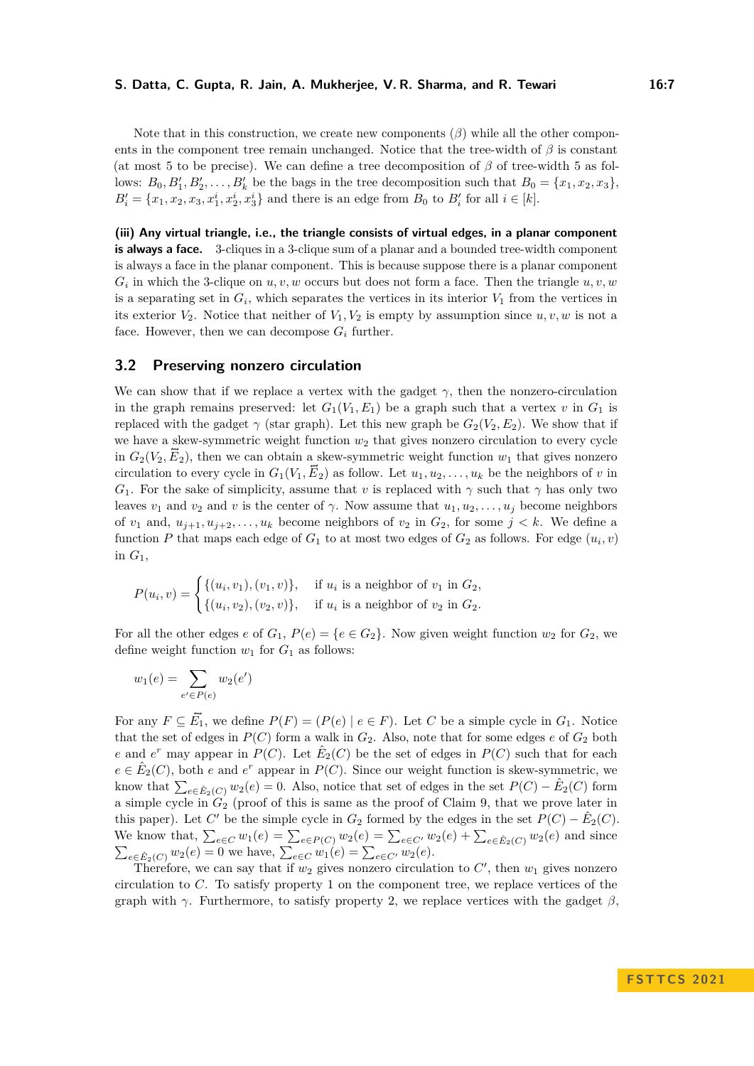Note that in this construction, we create new components ($\beta$) while all the other components in the component tree remain unchanged. Notice that the tree-width of $\beta$ is constant (at most 5 to be precise). We can define a tree decomposition of $\beta$ of tree-width 5 as follows: $B_0, B'_1, B'_2, \ldots, B'_k$ be the bags in the tree decomposition such that $B_0 = \{x_1, x_2, x_3\}$, $B'_i = \{x_1, x_2, x_3, x^i_1, x^i_2, x^i_3\}$ and there is an edge from $B_0$ to $B'_i$ for all $i \in [k]$.

**(iii) Any virtual triangle, i.e., the triangle consists of virtual edges, in a planar component is always a face.** 3-cliques in a 3-clique sum of a planar and a bounded tree-width component is always a face in the planar component. This is because suppose there is a planar component $G_i$ in which the 3-clique on $u, v, w$ occurs but does not form a face. Then the triangle $u, v, w$ is a separating set in $G_i$, which separates the vertices in its interior $V_1$ from the vertices in its exterior $V_2$. Notice that neither of $V_1, V_2$ is empty by assumption since $u, v, w$ is not a face. However, then we can decompose $G_i$ further.

## 3.2 Preserving nonzero circulation

We can show that if we replace a vertex with the gadget $\gamma$, then the nonzero-circulation in the graph remains preserved: let $G_1(V_1, E_1)$ be a graph such that a vertex $v$ in $G_1$ is replaced with the gadget $\gamma$ (star graph). Let this new graph be $G_2(V_2, E_2)$. We show that if we have a skew-symmetric weight function $w_2$ that gives nonzero circulation to every cycle in $G_2(V_2, \vec{E}_2)$, then we can obtain a skew-symmetric weight function $w_1$ that gives nonzero circulation to every cycle in $G_1(V_1, \vec{E}_2)$ as follow. Let $u_1, u_2, \ldots, u_k$ be the neighbors of $v$ in $G_1$. For the sake of simplicity, assume that $v$ is replaced with $\gamma$ such that $\gamma$ has only two leaves $v_1$ and $v_2$ and $v$ is the center of $\gamma$. Now assume that $u_1, u_2, \ldots, u_j$ become neighbors of $v_1$ and, $u_{j+1}, u_{j+2}, \ldots, u_k$ become neighbors of $v_2$ in $G_2$, for some $j < k$. We define a function $P$ that maps each edge of $G_1$ to at most two edges of $G_2$ as follows. For edge $(u_i, v)$ in $G_1$,

$$P(u_i, v) = \begin{cases} \{(u_i, v_1), (v_1, v)\}, & \text{if } u_i \text{ is a neighbor of } v_1 \text{ in } G_2, \\ \{(u_i, v_2), (v_2, v)\}, & \text{if } u_i \text{ is a neighbor of } v_2 \text{ in } G_2. \end{cases}$$

For all the other edges $e$ of $G_1$, $P(e) = \{e \in G_2\}$. Now given weight function $w_2$ for $G_2$, we define weight function $w_1$ for $G_1$ as follows:

$$w_1(e) = \sum_{e' \in P(e)} w_2(e')$$

For any $F \subseteq \vec{E_1}$, we define $P(F) = (P(e) \mid e \in F)$. Let $C$ be a simple cycle in $G_1$. Notice that the set of edges in $P(C)$ form a walk in $G_2$. Also, note that for some edges $e$ of $G_2$ both $e$ and $e^r$ may appear in $P(C)$. Let $\hat{E}_2(C)$ be the set of edges in $P(C)$ such that for each $e \in \hat{E}_2(C)$, both $e$ and $e^r$ appear in $P(C)$. Since our weight function is skew-symmetric, we know that $\sum_{e \in \hat{E}_2(C)} w_2(e) = 0$. Also, notice that set of edges in the set $P(C) - \hat{E}_2(C)$ form a simple cycle in $G_2$ (proof of this is same as the proof of Claim 9, that we prove later in this paper). Let $C'$ be the simple cycle in $G_2$ formed by the edges in the set $P(C) - \hat{E}_2(C)$. We know that, $\sum_{e \in C} w_1(e) = \sum_{e \in P(C)} w_2(e) = \sum_{e \in C'} w_2(e) + \sum_{e \in \hat{E}_2(C)} w_2(e)$ and since $\sum_{e \in \hat{E}_2(C)} w_2(e) = 0$ we have, $\sum_{e \in C} w_1(e) = \sum_{e \in C'} w_2(e)$.

Therefore, we can say that if $w_2$ gives nonzero circulation to $C'$, then $w_1$ gives nonzero circulation to $C$. To satisfy property 1 on the component tree, we replace vertices of the graph with $\gamma$. Furthermore, to satisfy property 2, we replace vertices with the gadget $\beta$,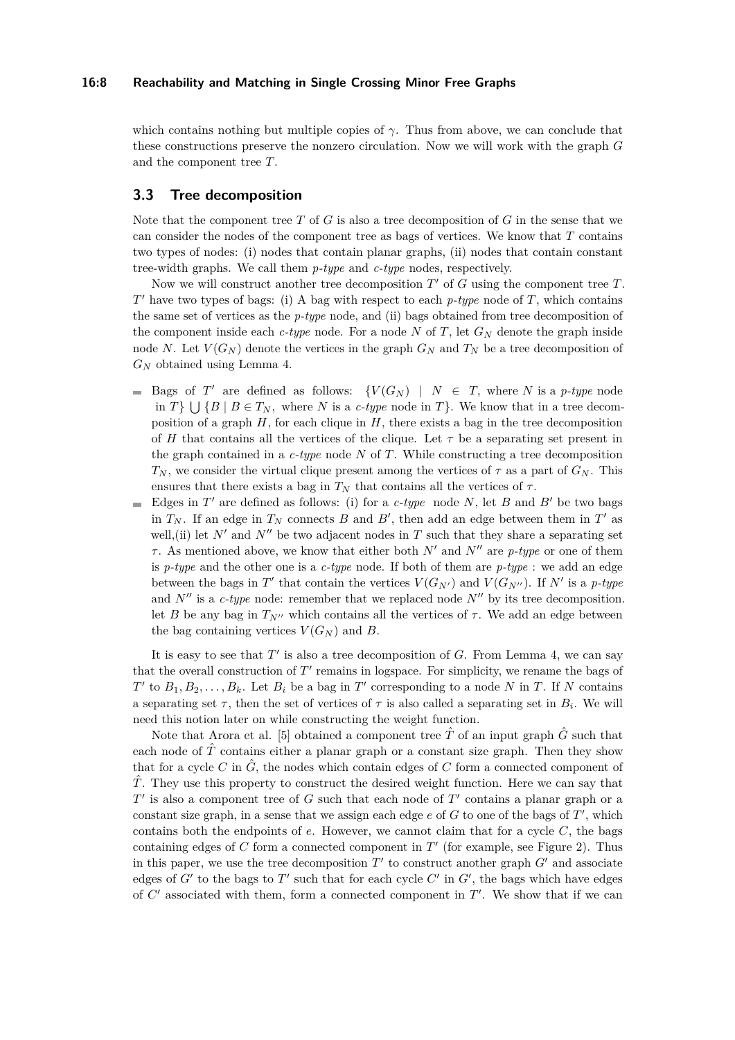which contains nothing but multiple copies of $\gamma$. Thus from above, we can conclude that these constructions preserve the nonzero circulation. Now we will work with the graph $G$ and the component tree $T$.

### 3.3 Tree decomposition

Note that the component tree $T$ of $G$ is also a tree decomposition of $G$ in the sense that we can consider the nodes of the component tree as bags of vertices. We know that $T$ contains two types of nodes: (i) nodes that contain planar graphs, (ii) nodes that contain constant tree-width graphs. We call them *p-type* and *c-type* nodes, respectively.

Now we will construct another tree decomposition $T'$ of $G$ using the component tree $T$. $T'$ have two types of bags: (i) A bag with respect to each *p-type* node of $T$, which contains the same set of vertices as the *p-type* node, and (ii) bags obtained from tree decomposition of the component inside each *c-type* node. For a node $N$ of $T$, let $G_N$ denote the graph inside node $N$. Let $V(G_N)$ denote the vertices in the graph $G_N$ and $T_N$ be a tree decomposition of $G_N$ obtained using Lemma 4.

- Bags of $T'$ are defined as follows: $\{V(G_N) \mid N \in T$, where $N$ is a *p-type* node in $T\} \bigcup \{B \mid B \in T_N$, where $N$ is a *c-type* node in $T\}$. We know that in a tree decomposition of a graph $H$, for each clique in $H$, there exists a bag in the tree decomposition of $H$ that contains all the vertices of the clique. Let $\tau$ be a separating set present in the graph contained in a *c-type* node $N$ of $T$. While constructing a tree decomposition $T_N$, we consider the virtual clique present among the vertices of $\tau$ as a part of $G_N$. This ensures that there exists a bag in $T_N$ that contains all the vertices of $\tau$.
- Edges in $T'$ are defined as follows: (i) for a *c-type* node $N$, let $B$ and $B'$ be two bags in $T_N$. If an edge in $T_N$ connects $B$ and $B'$, then add an edge between them in $T'$ as well,(ii) let $N'$ and $N''$ be two adjacent nodes in $T$ such that they share a separating set $\tau$. As mentioned above, we know that either both $N'$ and $N''$ are *p-type* or one of them is *p-type* and the other one is a *c-type* node. If both of them are *p-type* : we add an edge between the bags in $T'$ that contain the vertices $V(G_{N'})$ and $V(G_{N''})$. If $N'$ is a *p-type* and $N''$ is a *c-type* node: remember that we replaced node $N''$ by its tree decomposition. let $B$ be any bag in $T_{N''}$ which contains all the vertices of $\tau$. We add an edge between the bag containing vertices $V(G_N)$ and $B$.

It is easy to see that $T'$ is also a tree decomposition of $G$. From Lemma 4, we can say that the overall construction of $T'$ remains in logspace. For simplicity, we rename the bags of $T'$ to $B_1, B_2, \ldots, B_k$. Let $B_i$ be a bag in $T'$ corresponding to a node $N$ in $T$. If $N$ contains a separating set $\tau$, then the set of vertices of $\tau$ is also called a separating set in $B_i$. We will need this notion later on while constructing the weight function.

Note that Arora et al. [5] obtained a component tree $\hat{T}$ of an input graph $\hat{G}$ such that each node of $\hat{T}$ contains either a planar graph or a constant size graph. Then they show that for a cycle $C$ in $\hat{G}$, the nodes which contain edges of $C$ form a connected component of $\hat{T}$. They use this property to construct the desired weight function. Here we can say that $T'$ is also a component tree of $G$ such that each node of $T'$ contains a planar graph or a constant size graph, in a sense that we assign each edge $e$ of $G$ to one of the bags of $T'$, which contains both the endpoints of $e$. However, we cannot claim that for a cycle $C$, the bags containing edges of $C$ form a connected component in $T'$ (for example, see Figure 2). Thus in this paper, we use the tree decomposition $T'$ to construct another graph $G'$ and associate edges of $G'$ to the bags to $T'$ such that for each cycle $C'$ in $G'$, the bags which have edges of $C'$ associated with them, form a connected component in $T'$. We show that if we can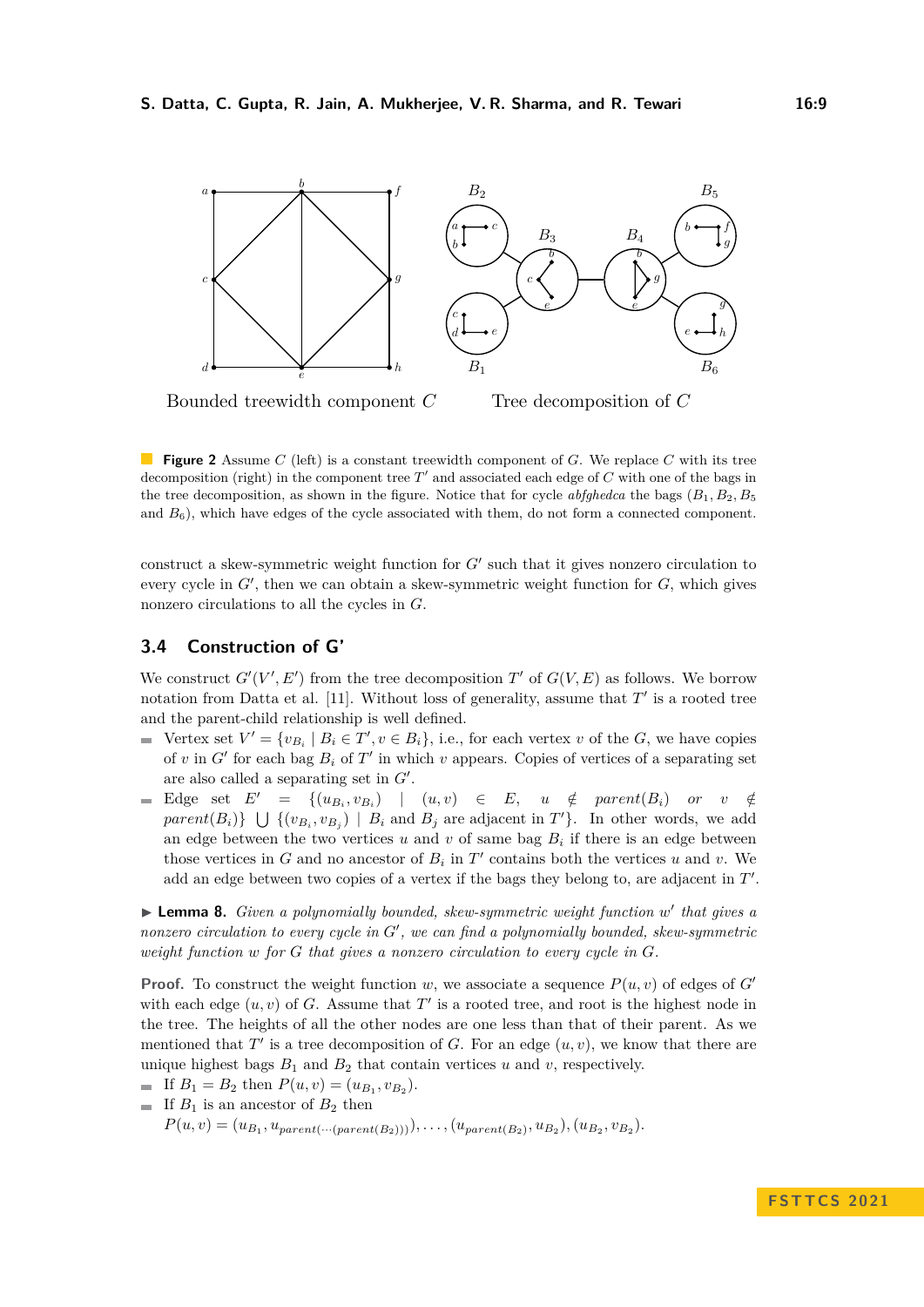Bounded treewidth component $C$ &nbsp;&nbsp;&nbsp;&nbsp; Tree decomposition of $C$

**Figure 2** Assume $C$ (left) is a constant treewidth component of $G$. We replace $C$ with its tree decomposition (right) in the component tree $T'$ and associated each edge of $C$ with one of the bags in the tree decomposition, as shown in the figure. Notice that for cycle *abfghedca* the bags ($B_1, B_2, B_5$ and $B_6$), which have edges of the cycle associated with them, do not form a connected component.

construct a skew-symmetric weight function for $G'$ such that it gives nonzero circulation to every cycle in $G'$, then we can obtain a skew-symmetric weight function for $G$, which gives nonzero circulations to all the cycles in $G$.

## 3.4 Construction of G'

We construct $G'(V', E')$ from the tree decomposition $T'$ of $G(V, E)$ as follows. We borrow notation from Datta et al. [11]. Without loss of generality, assume that $T'$ is a rooted tree and the parent-child relationship is well defined.

- Vertex set $V' = \{v_{B_i} \mid B_i \in T', v \in B_i\}$, i.e., for each vertex $v$ of the $G$, we have copies of $v$ in $G'$ for each bag $B_i$ of $T'$ in which $v$ appears. Copies of vertices of a separating set are also called a separating set in $G'$.
- Edge set $E' = \{(u_{B_i}, v_{B_i}) \mid (u, v) \in E, \; u \notin parent(B_i) \; or \; v \notin parent(B_i)\} \bigcup \{(v_{B_i}, v_{B_j}) \mid B_i \text{ and } B_j \text{ are adjacent in } T'\}$. In other words, we add an edge between the two vertices $u$ and $v$ of same bag $B_i$ if there is an edge between those vertices in $G$ and no ancestor of $B_i$ in $T'$ contains both the vertices $u$ and $v$. We add an edge between two copies of a vertex if the bags they belong to, are adjacent in $T'$.

▶ **Lemma 8.** *Given a polynomially bounded, skew-symmetric weight function $w'$ that gives a nonzero circulation to every cycle in $G'$, we can find a polynomially bounded, skew-symmetric weight function $w$ for $G$ that gives a nonzero circulation to every cycle in $G$.*

**Proof.** To construct the weight function $w$, we associate a sequence $P(u, v)$ of edges of $G'$ with each edge $(u, v)$ of $G$. Assume that $T'$ is a rooted tree, and root is the highest node in the tree. The heights of all the other nodes are one less than that of their parent. As we mentioned that $T'$ is a tree decomposition of $G$. For an edge $(u, v)$, we know that there are unique highest bags $B_1$ and $B_2$ that contain vertices $u$ and $v$, respectively.

- If $B_1 = B_2$ then $P(u, v) = (u_{B_1}, v_{B_2})$.
- If $B_1$ is an ancestor of $B_2$ then
  $P(u, v) = (u_{B_1}, u_{parent(\cdots(parent(B_2)))}), \ldots, (u_{parent(B_2)}, u_{B_2}), (u_{B_2}, v_{B_2})$.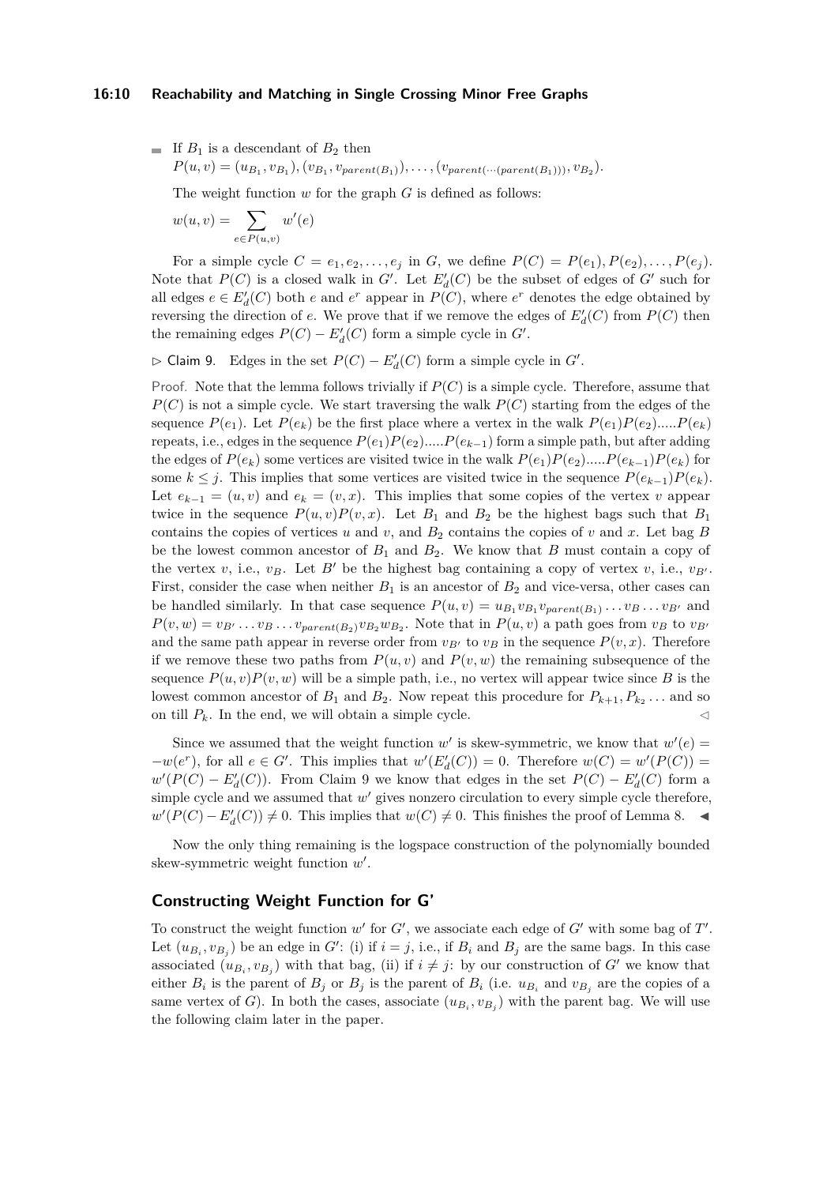- If $B_1$ is a descendant of $B_2$ then
  $P(u,v) = (u_{B_1}, v_{B_1}), (v_{B_1}, v_{parent(B_1)}), \ldots, (v_{parent(\cdots(parent(B_1)))}, v_{B_2})$.

  The weight function $w$ for the graph $G$ is defined as follows:

  $$w(u,v) = \sum_{e \in P(u,v)} w'(e)$$

For a simple cycle $C = e_1, e_2, \ldots, e_j$ in $G$, we define $P(C) = P(e_1), P(e_2), \ldots, P(e_j)$. Note that $P(C)$ is a closed walk in $G'$. Let $E'_d(C)$ be the subset of edges of $G'$ such for all edges $e \in E'_d(C)$ both $e$ and $e^r$ appear in $P(C)$, where $e^r$ denotes the edge obtained by reversing the direction of $e$. We prove that if we remove the edges of $E'_d(C)$ from $P(C)$ then the remaining edges $P(C) - E'_d(C)$ form a simple cycle in $G'$.

▷ Claim 9. Edges in the set $P(C) - E'_d(C)$ form a simple cycle in $G'$.

*Proof.* Note that the lemma follows trivially if $P(C)$ is a simple cycle. Therefore, assume that $P(C)$ is not a simple cycle. We start traversing the walk $P(C)$ starting from the edges of the sequence $P(e_1)$. Let $P(e_k)$ be the first place where a vertex in the walk $P(e_1)P(e_2).....P(e_k)$ repeats, i.e., edges in the sequence $P(e_1)P(e_2).....P(e_{k-1})$ form a simple path, but after adding the edges of $P(e_k)$ some vertices are visited twice in the walk $P(e_1)P(e_2).....P(e_{k-1})P(e_k)$ for some $k \leq j$. This implies that some vertices are visited twice in the sequence $P(e_{k-1})P(e_k)$. Let $e_{k-1} = (u,v)$ and $e_k = (v,x)$. This implies that some copies of the vertex $v$ appear twice in the sequence $P(u,v)P(v,x)$. Let $B_1$ and $B_2$ be the highest bags such that $B_1$ contains the copies of vertices $u$ and $v$, and $B_2$ contains the copies of $v$ and $x$. Let bag $B$ be the lowest common ancestor of $B_1$ and $B_2$. We know that $B$ must contain a copy of the vertex $v$, i.e., $v_B$. Let $B'$ be the highest bag containing a copy of vertex $v$, i.e., $v_{B'}$. First, consider the case when neither $B_1$ is an ancestor of $B_2$ and vice-versa, other cases can be handled similarly. In that case sequence $P(u,v) = u_{B_1} v_{B_1} v_{parent(B_1)} \ldots v_B \ldots v_{B'}$ and $P(v,w) = v_{B'} \ldots v_B \ldots v_{parent(B_2)} v_{B_2} w_{B_2}$. Note that in $P(u,v)$ a path goes from $v_B$ to $v_{B'}$ and the same path appear in reverse order from $v_{B'}$ to $v_B$ in the sequence $P(v,x)$. Therefore if we remove these two paths from $P(u,v)$ and $P(v,w)$ the remaining subsequence of the sequence $P(u,v)P(v,w)$ will be a simple path, i.e., no vertex will appear twice since $B$ is the lowest common ancestor of $B_1$ and $B_2$. Now repeat this procedure for $P_{k+1}, P_{k_2} \ldots$ and so on till $P_k$. In the end, we will obtain a simple cycle. ◁

Since we assumed that the weight function $w'$ is skew-symmetric, we know that $w'(e) = -w(e^r)$, for all $e \in G'$. This implies that $w'(E'_d(C)) = 0$. Therefore $w(C) = w'(P(C)) = w'(P(C) - E'_d(C))$. From Claim 9 we know that edges in the set $P(C) - E'_d(C)$ form a simple cycle and we assumed that $w'$ gives nonzero circulation to every simple cycle therefore, $w'(P(C) - E'_d(C)) \neq 0$. This implies that $w(C) \neq 0$. This finishes the proof of Lemma 8. ◀

Now the only thing remaining is the logspace construction of the polynomially bounded skew-symmetric weight function $w'$.

## Constructing Weight Function for G'

To construct the weight function $w'$ for $G'$, we associate each edge of $G'$ with some bag of $T'$. Let $(u_{B_i}, v_{B_j})$ be an edge in $G'$: (i) if $i = j$, i.e., if $B_i$ and $B_j$ are the same bags. In this case associated $(u_{B_i}, v_{B_j})$ with that bag, (ii) if $i \neq j$: by our construction of $G'$ we know that either $B_i$ is the parent of $B_j$ or $B_j$ is the parent of $B_i$ (i.e. $u_{B_i}$ and $v_{B_j}$ are the copies of a same vertex of $G$). In both the cases, associate $(u_{B_i}, v_{B_j})$ with the parent bag. We will use the following claim later in the paper.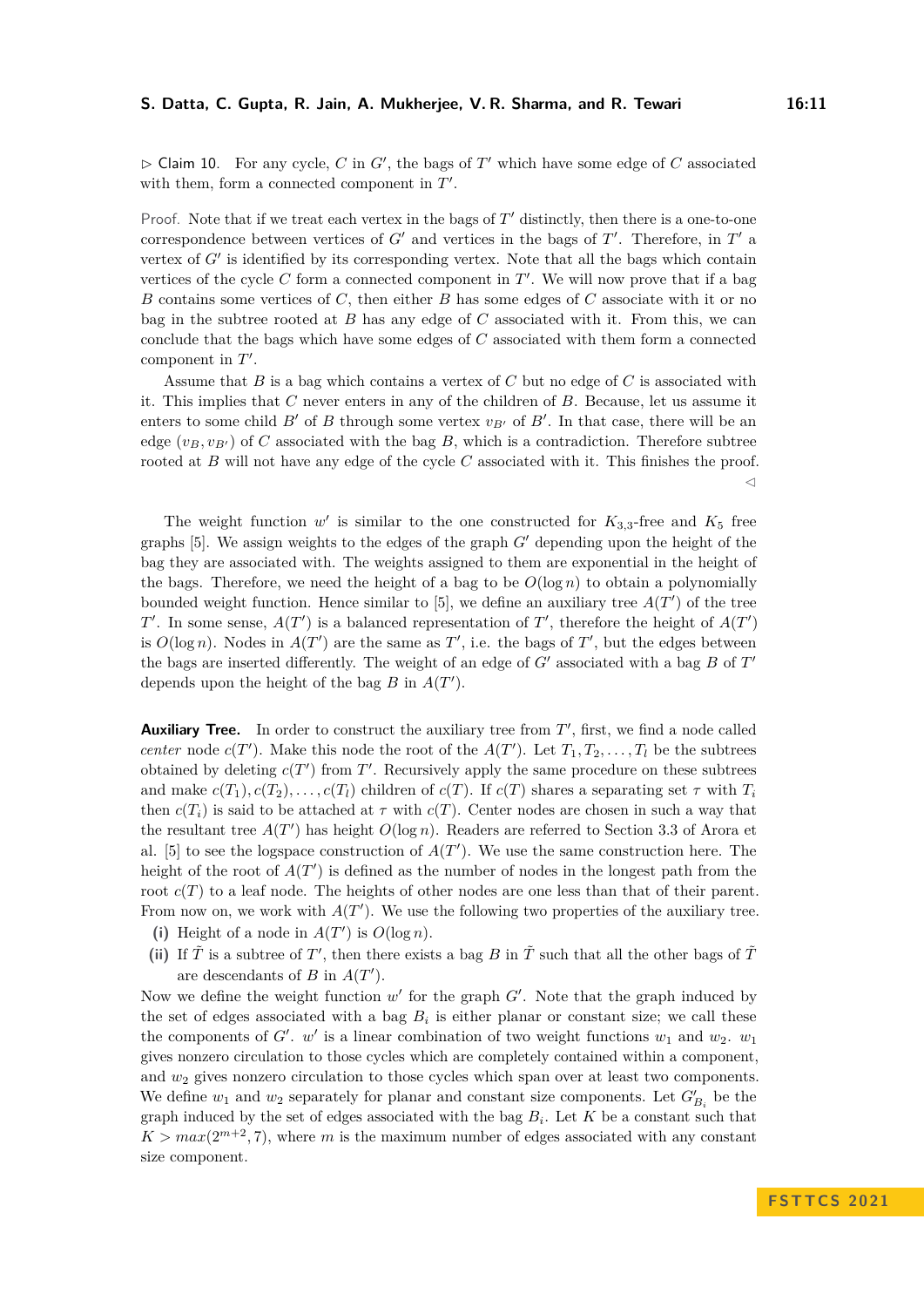▷ Claim 10. For any cycle, $C$ in $G'$, the bags of $T'$ which have some edge of $C$ associated with them, form a connected component in $T'$.

Proof. Note that if we treat each vertex in the bags of $T'$ distinctly, then there is a one-to-one correspondence between vertices of $G'$ and vertices in the bags of $T'$. Therefore, in $T'$ a vertex of $G'$ is identified by its corresponding vertex. Note that all the bags which contain vertices of the cycle $C$ form a connected component in $T'$. We will now prove that if a bag $B$ contains some vertices of $C$, then either $B$ has some edges of $C$ associate with it or no bag in the subtree rooted at $B$ has any edge of $C$ associated with it. From this, we can conclude that the bags which have some edges of $C$ associated with them form a connected component in $T'$.

Assume that $B$ is a bag which contains a vertex of $C$ but no edge of $C$ is associated with it. This implies that $C$ never enters in any of the children of $B$. Because, let us assume it enters to some child $B'$ of $B$ through some vertex $v_{B'}$ of $B'$. In that case, there will be an edge $(v_B, v_{B'})$ of $C$ associated with the bag $B$, which is a contradiction. Therefore subtree rooted at $B$ will not have any edge of the cycle $C$ associated with it. This finishes the proof. ◁

The weight function $w'$ is similar to the one constructed for $K_{3,3}$-free and $K_5$ free graphs [5]. We assign weights to the edges of the graph $G'$ depending upon the height of the bag they are associated with. The weights assigned to them are exponential in the height of the bags. Therefore, we need the height of a bag to be $O(\log n)$ to obtain a polynomially bounded weight function. Hence similar to [5], we define an auxiliary tree $A(T')$ of the tree $T'$. In some sense, $A(T')$ is a balanced representation of $T'$, therefore the height of $A(T')$ is $O(\log n)$. Nodes in $A(T')$ are the same as $T'$, i.e. the bags of $T'$, but the edges between the bags are inserted differently. The weight of an edge of $G'$ associated with a bag $B$ of $T'$ depends upon the height of the bag $B$ in $A(T')$.

**Auxiliary Tree.** In order to construct the auxiliary tree from $T'$, first, we find a node called *center* node $c(T')$. Make this node the root of the $A(T')$. Let $T_1, T_2, \ldots, T_l$ be the subtrees obtained by deleting $c(T')$ from $T'$. Recursively apply the same procedure on these subtrees and make $c(T_1), c(T_2), \ldots, c(T_l)$ children of $c(T)$. If $c(T)$ shares a separating set $\tau$ with $T_i$ then $c(T_i)$ is said to be attached at $\tau$ with $c(T)$. Center nodes are chosen in such a way that the resultant tree $A(T')$ has height $O(\log n)$. Readers are referred to Section 3.3 of Arora et al. [5] to see the logspace construction of $A(T')$. We use the same construction here. The height of the root of $A(T')$ is defined as the number of nodes in the longest path from the root $c(T)$ to a leaf node. The heights of other nodes are one less than that of their parent. From now on, we work with $A(T')$. We use the following two properties of the auxiliary tree.

**(i)** Height of a node in $A(T')$ is $O(\log n)$.

**(ii)** If $\tilde{T}$ is a subtree of $T'$, then there exists a bag $B$ in $\tilde{T}$ such that all the other bags of $\tilde{T}$ are descendants of $B$ in $A(T')$.

Now we define the weight function $w'$ for the graph $G'$. Note that the graph induced by the set of edges associated with a bag $B_i$ is either planar or constant size; we call these the components of $G'$. $w'$ is a linear combination of two weight functions $w_1$ and $w_2$. $w_1$ gives nonzero circulation to those cycles which are completely contained within a component, and $w_2$ gives nonzero circulation to those cycles which span over at least two components. We define $w_1$ and $w_2$ separately for planar and constant size components. Let $G'_{B_i}$ be the graph induced by the set of edges associated with the bag $B_i$. Let $K$ be a constant such that $K > max(2^{m+2}, 7)$, where $m$ is the maximum number of edges associated with any constant size component.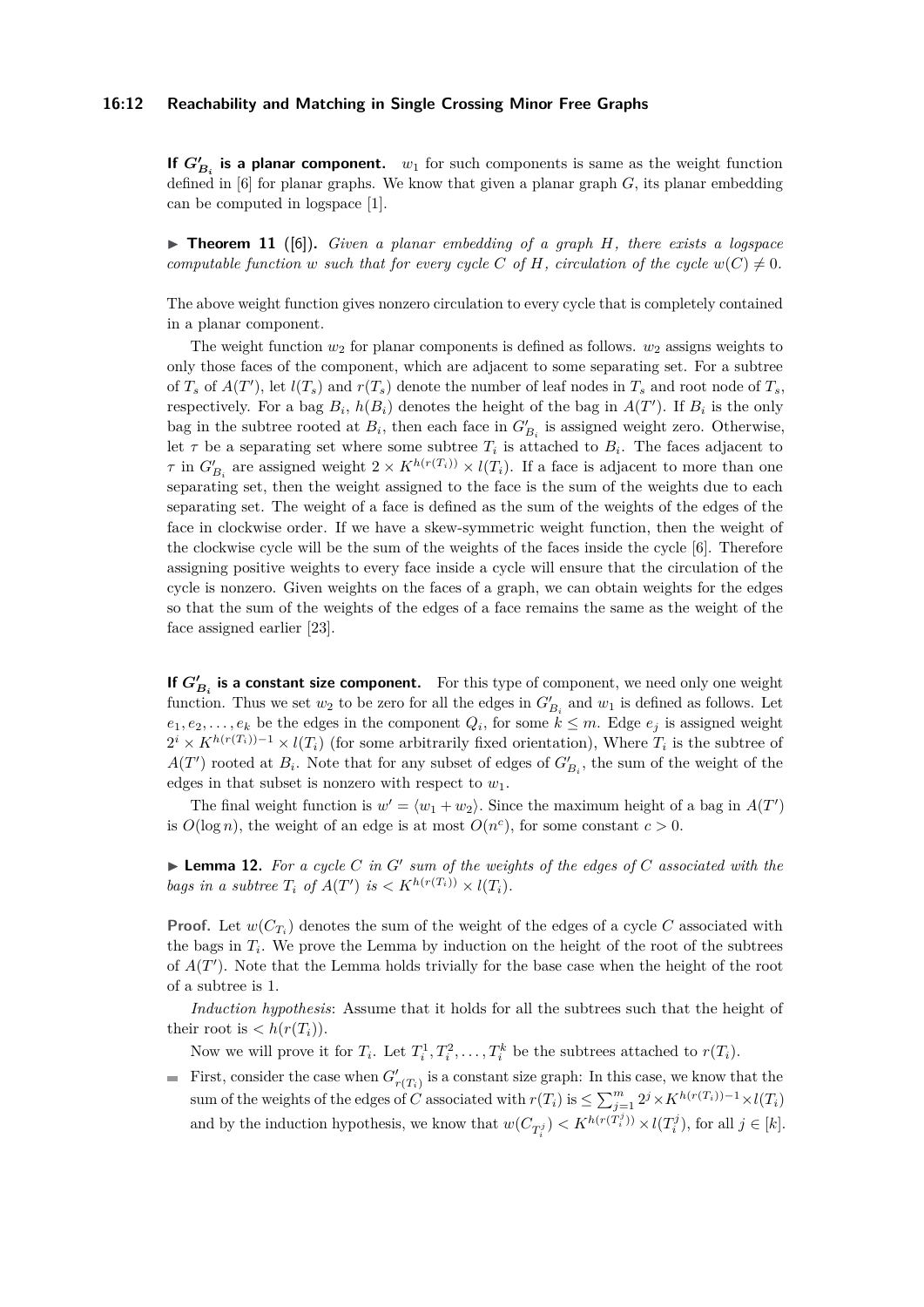**If $G'_{B_i}$ is a planar component.** $w_1$ for such components is same as the weight function defined in [6] for planar graphs. We know that given a planar graph $G$, its planar embedding can be computed in logspace [1].

▶ **Theorem 11** ([6])**.** *Given a planar embedding of a graph $H$, there exists a logspace computable function $w$ such that for every cycle $C$ of $H$, circulation of the cycle $w(C) \neq 0$.*

The above weight function gives nonzero circulation to every cycle that is completely contained in a planar component.

The weight function $w_2$ for planar components is defined as follows. $w_2$ assigns weights to only those faces of the component, which are adjacent to some separating set. For a subtree of $T_s$ of $A(T')$, let $l(T_s)$ and $r(T_s)$ denote the number of leaf nodes in $T_s$ and root node of $T_s$, respectively. For a bag $B_i$, $h(B_i)$ denotes the height of the bag in $A(T')$. If $B_i$ is the only bag in the subtree rooted at $B_i$, then each face in $G'_{B_i}$ is assigned weight zero. Otherwise, let $\tau$ be a separating set where some subtree $T_i$ is attached to $B_i$. The faces adjacent to $\tau$ in $G'_{B_i}$ are assigned weight $2 \times K^{h(r(T_i))} \times l(T_i)$. If a face is adjacent to more than one separating set, then the weight assigned to the face is the sum of the weights due to each separating set. The weight of a face is defined as the sum of the weights of the edges of the face in clockwise order. If we have a skew-symmetric weight function, then the weight of the clockwise cycle will be the sum of the weights of the faces inside the cycle [6]. Therefore assigning positive weights to every face inside a cycle will ensure that the circulation of the cycle is nonzero. Given weights on the faces of a graph, we can obtain weights for the edges so that the sum of the weights of the edges of a face remains the same as the weight of the face assigned earlier [23].

**If $G'_{B_i}$ is a constant size component.** For this type of component, we need only one weight function. Thus we set $w_2$ to be zero for all the edges in $G'_{B_i}$ and $w_1$ is defined as follows. Let $e_1, e_2, \ldots, e_k$ be the edges in the component $Q_i$, for some $k \leq m$. Edge $e_j$ is assigned weight $2^i \times K^{h(r(T_i))-1} \times l(T_i)$ (for some arbitrarily fixed orientation), Where $T_i$ is the subtree of $A(T')$ rooted at $B_i$. Note that for any subset of edges of $G'_{B_i}$, the sum of the weight of the edges in that subset is nonzero with respect to $w_1$.

The final weight function is $w' = \langle w_1 + w_2 \rangle$. Since the maximum height of a bag in $A(T')$ is $O(\log n)$, the weight of an edge is at most $O(n^c)$, for some constant $c > 0$.

▶ **Lemma 12.** *For a cycle $C$ in $G'$ sum of the weights of the edges of $C$ associated with the bags in a subtree $T_i$ of $A(T')$ is $< K^{h(r(T_i))} \times l(T_i)$.*

**Proof.** Let $w(C_{T_i})$ denotes the sum of the weight of the edges of a cycle $C$ associated with the bags in $T_i$. We prove the Lemma by induction on the height of the root of the subtrees of $A(T')$. Note that the Lemma holds trivially for the base case when the height of the root of a subtree is 1.

*Induction hypothesis*: Assume that it holds for all the subtrees such that the height of their root is $< h(r(T_i))$.

Now we will prove it for $T_i$. Let $T_i^1, T_i^2, \ldots, T_i^k$ be the subtrees attached to $r(T_i)$.

- First, consider the case when $G'_{r(T_i)}$ is a constant size graph: In this case, we know that the sum of the weights of the edges of $C$ associated with $r(T_i)$ is $\leq \sum_{j=1}^{m} 2^j \times K^{h(r(T_i))-1} \times l(T_i)$ and by the induction hypothesis, we know that $w(C_{T_i^j}) < K^{h(r(T_i^j))} \times l(T_i^j)$, for all $j \in [k]$.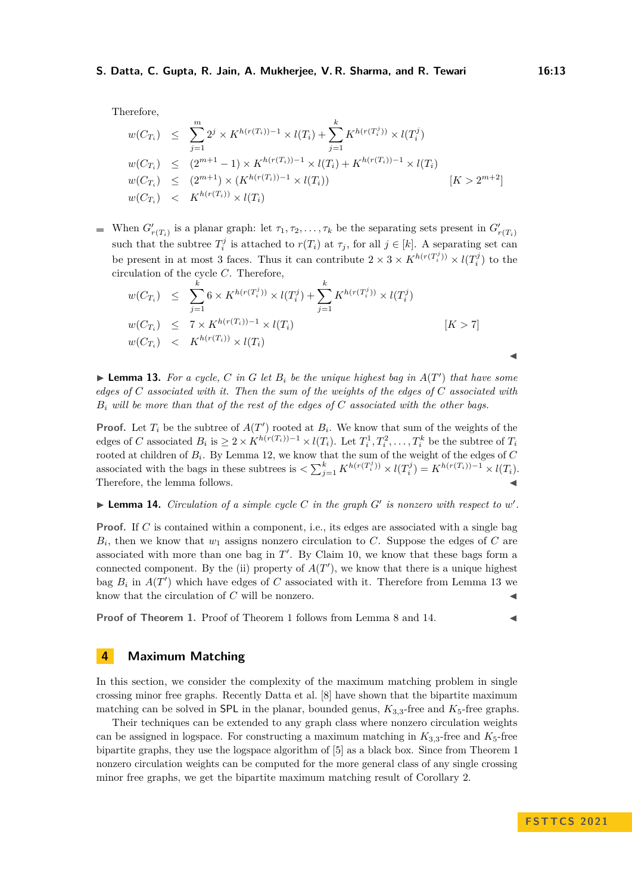Therefore,

$$
\begin{aligned}
w(C_{T_i}) &\leq \sum_{j=1}^{m} 2^j \times K^{h(r(T_i))-1} \times l(T_i) + \sum_{j=1}^{k} K^{h(r(T_i^j))} \times l(T_i^j) \\
w(C_{T_i}) &\leq (2^{m+1}-1) \times K^{h(r(T_i))-1} \times l(T_i) + K^{h(r(T_i))-1} \times l(T_i) \\
w(C_{T_i}) &\leq (2^{m+1}) \times (K^{h(r(T_i))-1} \times l(T_i)) \qquad [K > 2^{m+2}] \\
w(C_{T_i}) &< K^{h(r(T_i))} \times l(T_i)
\end{aligned}
$$

- When $G'_{r(T_i)}$ is a planar graph: let $\tau_1, \tau_2, \ldots, \tau_k$ be the separating sets present in $G'_{r(T_i)}$ such that the subtree $T_i^j$ is attached to $r(T_i)$ at $\tau_j$, for all $j \in [k]$. A separating set can be present in at most 3 faces. Thus it can contribute $2 \times 3 \times K^{h(r(T_i^j))} \times l(T_i^j)$ to the circulation of the cycle $C$. Therefore,

$$
\begin{aligned}
w(C_{T_i}) &\leq \sum_{j=1}^{k} 6 \times K^{h(r(T_i^j))} \times l(T_i^j) + \sum_{j=1}^{k} K^{h(r(T_i^j))} \times l(T_i^j) \\
w(C_{T_i}) &\leq 7 \times K^{h(r(T_i))-1} \times l(T_i) \qquad [K > 7] \\
w(C_{T_i}) &< K^{h(r(T_i))} \times l(T_i)
\end{aligned}
$$

◀

▶ **Lemma 13.** *For a cycle, $C$ in $G$ let $B_i$ be the unique highest bag in $A(T')$ that have some edges of $C$ associated with it. Then the sum of the weights of the edges of $C$ associated with $B_i$ will be more than that of the rest of the edges of $C$ associated with the other bags.*

**Proof.** Let $T_i$ be the subtree of $A(T')$ rooted at $B_i$. We know that sum of the weights of the edges of $C$ associated $B_i$ is $\geq 2 \times K^{h(r(T_i))-1} \times l(T_i)$. Let $T_i^1, T_i^2, \ldots, T_i^k$ be the subtree of $T_i$ rooted at children of $B_i$. By Lemma 12, we know that the sum of the weight of the edges of $C$ associated with the bags in these subtrees is $< \sum_{j=1}^{k} K^{h(r(T_i^j))} \times l(T_i^j) = K^{h(r(T_i))-1} \times l(T_i)$. Therefore, the lemma follows. ◀

▶ **Lemma 14.** *Circulation of a simple cycle $C$ in the graph $G'$ is nonzero with respect to $w'$.*

**Proof.** If $C$ is contained within a component, i.e., its edges are associated with a single bag $B_i$, then we know that $w_1$ assigns nonzero circulation to $C$. Suppose the edges of $C$ are associated with more than one bag in $T'$. By Claim 10, we know that these bags form a connected component. By the (ii) property of $A(T')$, we know that there is a unique highest bag $B_i$ in $A(T')$ which have edges of $C$ associated with it. Therefore from Lemma 13 we know that the circulation of $C$ will be nonzero. ◀

**Proof of Theorem 1.** Proof of Theorem 1 follows from Lemma 8 and 14. ◀

## 4 Maximum Matching

In this section, we consider the complexity of the maximum matching problem in single crossing minor free graphs. Recently Datta et al. [8] have shown that the bipartite maximum matching can be solved in SPL in the planar, bounded genus, $K_{3,3}$-free and $K_5$-free graphs.

Their techniques can be extended to any graph class where nonzero circulation weights can be assigned in logspace. For constructing a maximum matching in $K_{3,3}$-free and $K_5$-free bipartite graphs, they use the logspace algorithm of [5] as a black box. Since from Theorem 1 nonzero circulation weights can be computed for the more general class of any single crossing minor free graphs, we get the bipartite maximum matching result of Corollary 2.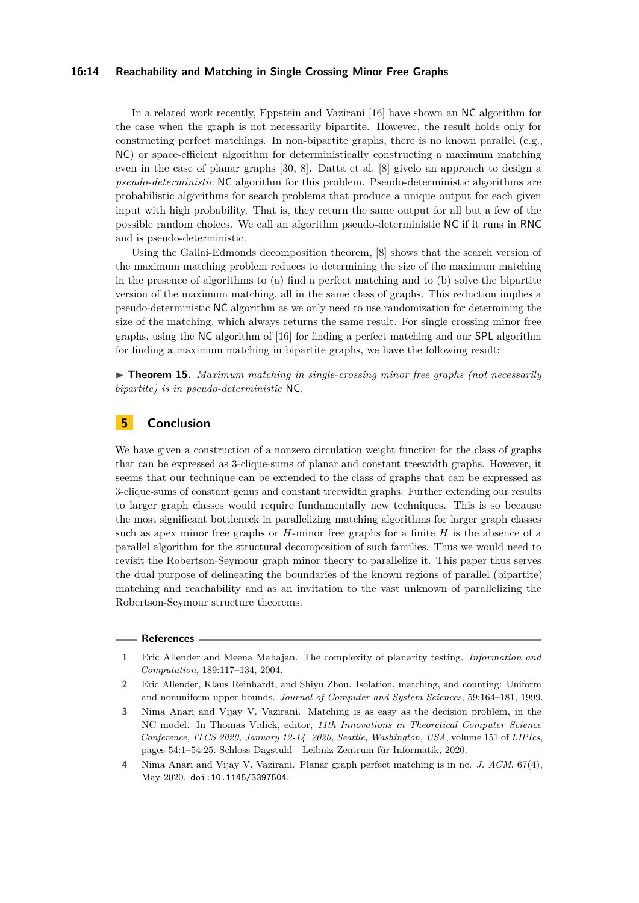In a related work recently, Eppstein and Vazirani [16] have shown an NC algorithm for the case when the graph is not necessarily bipartite. However, the result holds only for constructing perfect matchings. In non-bipartite graphs, there is no known parallel (e.g., NC) or space-efficient algorithm for deterministically constructing a maximum matching even in the case of planar graphs [30, 8]. Datta et al. [8] givelo an approach to design a *pseudo-deterministic* NC algorithm for this problem. Pseudo-deterministic algorithms are probabilistic algorithms for search problems that produce a unique output for each given input with high probability. That is, they return the same output for all but a few of the possible random choices. We call an algorithm pseudo-deterministic NC if it runs in RNC and is pseudo-deterministic.

Using the Gallai-Edmonds decomposition theorem, [8] shows that the search version of the maximum matching problem reduces to determining the size of the maximum matching in the presence of algorithms to (a) find a perfect matching and to (b) solve the bipartite version of the maximum matching, all in the same class of graphs. This reduction implies a pseudo-deterministic NC algorithm as we only need to use randomization for determining the size of the matching, which always returns the same result. For single crossing minor free graphs, using the NC algorithm of [16] for finding a perfect matching and our SPL algorithm for finding a maximum matching in bipartite graphs, we have the following result:

► **Theorem 15.** *Maximum matching in single-crossing minor free graphs (not necessarily bipartite) is in pseudo-deterministic* NC*.*

## 5 Conclusion

We have given a construction of a nonzero circulation weight function for the class of graphs that can be expressed as 3-clique-sums of planar and constant treewidth graphs. However, it seems that our technique can be extended to the class of graphs that can be expressed as 3-clique-sums of constant genus and constant treewidth graphs. Further extending our results to larger graph classes would require fundamentally new techniques. This is so because the most significant bottleneck in parallelizing matching algorithms for larger graph classes such as apex minor free graphs or $H$-minor free graphs for a finite $H$ is the absence of a parallel algorithm for the structural decomposition of such families. Thus we would need to revisit the Robertson-Seymour graph minor theory to parallelize it. This paper thus serves the dual purpose of delineating the boundaries of the known regions of parallel (bipartite) matching and reachability and as an invitation to the vast unknown of parallelizing the Robertson-Seymour structure theorems.

## References

1. Eric Allender and Meena Mahajan. The complexity of planarity testing. *Information and Computation*, 189:117–134, 2004.
2. Eric Allender, Klaus Reinhardt, and Shiyu Zhou. Isolation, matching, and counting: Uniform and nonuniform upper bounds. *Journal of Computer and System Sciences*, 59:164–181, 1999.
3. Nima Anari and Vijay V. Vazirani. Matching is as easy as the decision problem, in the NC model. In Thomas Vidick, editor, *11th Innovations in Theoretical Computer Science Conference, ITCS 2020, January 12-14, 2020, Seattle, Washington, USA*, volume 151 of *LIPIcs*, pages 54:1–54:25. Schloss Dagstuhl - Leibniz-Zentrum für Informatik, 2020.
4. Nima Anari and Vijay V. Vazirani. Planar graph perfect matching is in nc. *J. ACM*, 67(4), May 2020. doi:10.1145/3397504.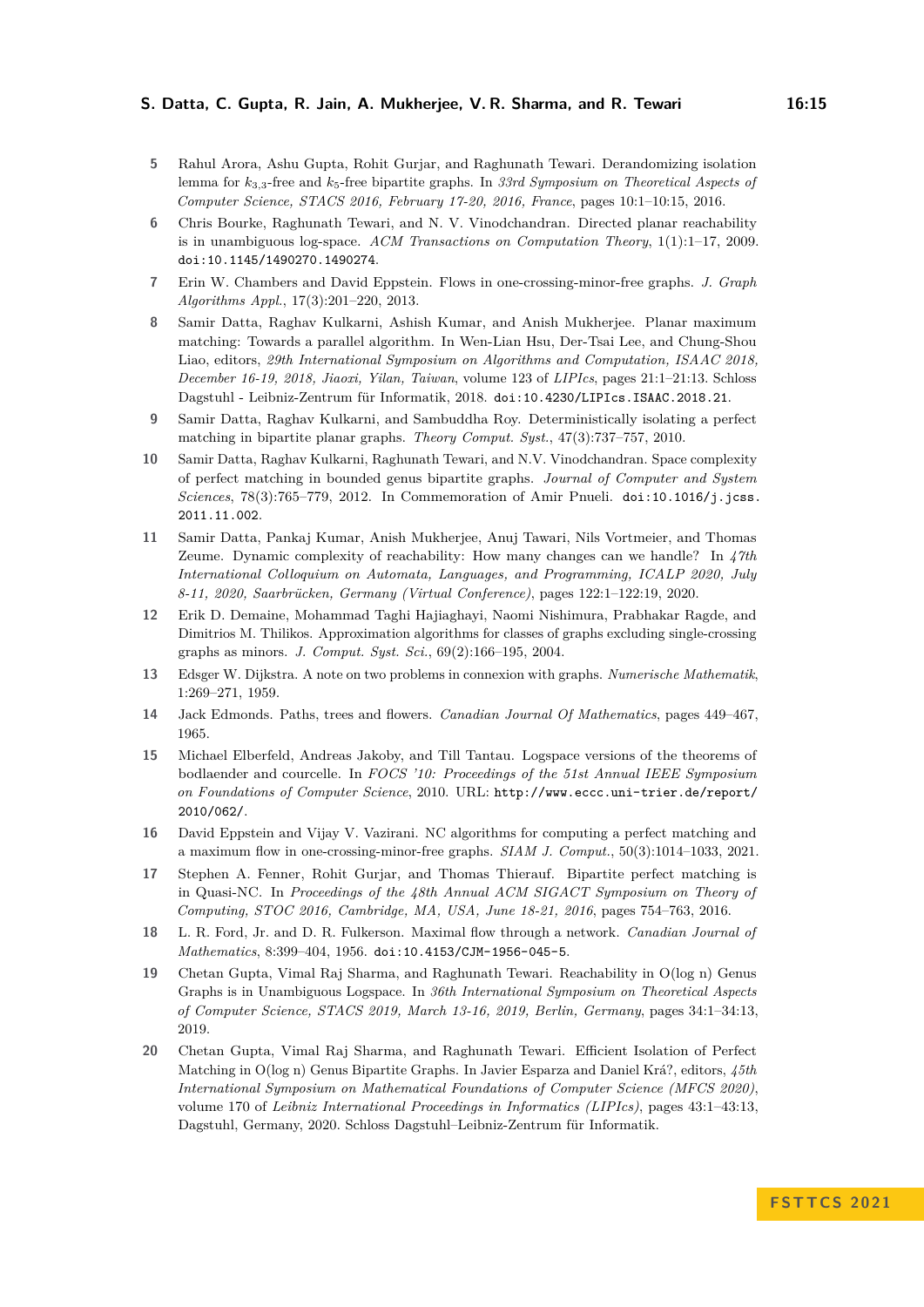5. Rahul Arora, Ashu Gupta, Rohit Gurjar, and Raghunath Tewari. Derandomizing isolation lemma for $k_{3,3}$-free and $k_5$-free bipartite graphs. In *33rd Symposium on Theoretical Aspects of Computer Science, STACS 2016, February 17-20, 2016, France*, pages 10:1–10:15, 2016.
6. Chris Bourke, Raghunath Tewari, and N. V. Vinodchandran. Directed planar reachability is in unambiguous log-space. *ACM Transactions on Computation Theory*, 1(1):1–17, 2009. doi:10.1145/1490270.1490274.
7. Erin W. Chambers and David Eppstein. Flows in one-crossing-minor-free graphs. *J. Graph Algorithms Appl.*, 17(3):201–220, 2013.
8. Samir Datta, Raghav Kulkarni, Ashish Kumar, and Anish Mukherjee. Planar maximum matching: Towards a parallel algorithm. In Wen-Lian Hsu, Der-Tsai Lee, and Chung-Shou Liao, editors, *29th International Symposium on Algorithms and Computation, ISAAC 2018, December 16-19, 2018, Jiaoxi, Yilan, Taiwan*, volume 123 of *LIPIcs*, pages 21:1–21:13. Schloss Dagstuhl - Leibniz-Zentrum für Informatik, 2018. doi:10.4230/LIPIcs.ISAAC.2018.21.
9. Samir Datta, Raghav Kulkarni, and Sambuddha Roy. Deterministically isolating a perfect matching in bipartite planar graphs. *Theory Comput. Syst.*, 47(3):737–757, 2010.
10. Samir Datta, Raghav Kulkarni, Raghunath Tewari, and N.V. Vinodchandran. Space complexity of perfect matching in bounded genus bipartite graphs. *Journal of Computer and System Sciences*, 78(3):765–779, 2012. In Commemoration of Amir Pnueli. doi:10.1016/j.jcss.2011.11.002.
11. Samir Datta, Pankaj Kumar, Anish Mukherjee, Anuj Tawari, Nils Vortmeier, and Thomas Zeume. Dynamic complexity of reachability: How many changes can we handle? In *47th International Colloquium on Automata, Languages, and Programming, ICALP 2020, July 8-11, 2020, Saarbrücken, Germany (Virtual Conference)*, pages 122:1–122:19, 2020.
12. Erik D. Demaine, Mohammad Taghi Hajiaghayi, Naomi Nishimura, Prabhakar Ragde, and Dimitrios M. Thilikos. Approximation algorithms for classes of graphs excluding single-crossing graphs as minors. *J. Comput. Syst. Sci.*, 69(2):166–195, 2004.
13. Edsger W. Dijkstra. A note on two problems in connexion with graphs. *Numerische Mathematik*, 1:269–271, 1959.
14. Jack Edmonds. Paths, trees and flowers. *Canadian Journal Of Mathematics*, pages 449–467, 1965.
15. Michael Elberfeld, Andreas Jakoby, and Till Tantau. Logspace versions of the theorems of bodlaender and courcelle. In *FOCS '10: Proceedings of the 51st Annual IEEE Symposium on Foundations of Computer Science*, 2010. URL: http://www.eccc.uni-trier.de/report/2010/062/.
16. David Eppstein and Vijay V. Vazirani. NC algorithms for computing a perfect matching and a maximum flow in one-crossing-minor-free graphs. *SIAM J. Comput.*, 50(3):1014–1033, 2021.
17. Stephen A. Fenner, Rohit Gurjar, and Thomas Thierauf. Bipartite perfect matching is in Quasi-NC. In *Proceedings of the 48th Annual ACM SIGACT Symposium on Theory of Computing, STOC 2016, Cambridge, MA, USA, June 18-21, 2016*, pages 754–763, 2016.
18. L. R. Ford, Jr. and D. R. Fulkerson. Maximal flow through a network. *Canadian Journal of Mathematics*, 8:399–404, 1956. doi:10.4153/CJM-1956-045-5.
19. Chetan Gupta, Vimal Raj Sharma, and Raghunath Tewari. Reachability in O(log n) Genus Graphs is in Unambiguous Logspace. In *36th International Symposium on Theoretical Aspects of Computer Science, STACS 2019, March 13-16, 2019, Berlin, Germany*, pages 34:1–34:13, 2019.
20. Chetan Gupta, Vimal Raj Sharma, and Raghunath Tewari. Efficient Isolation of Perfect Matching in O(log n) Genus Bipartite Graphs. In Javier Esparza and Daniel Krá?, editors, *45th International Symposium on Mathematical Foundations of Computer Science (MFCS 2020)*, volume 170 of *Leibniz International Proceedings in Informatics (LIPIcs)*, pages 43:1–43:13, Dagstuhl, Germany, 2020. Schloss Dagstuhl–Leibniz-Zentrum für Informatik.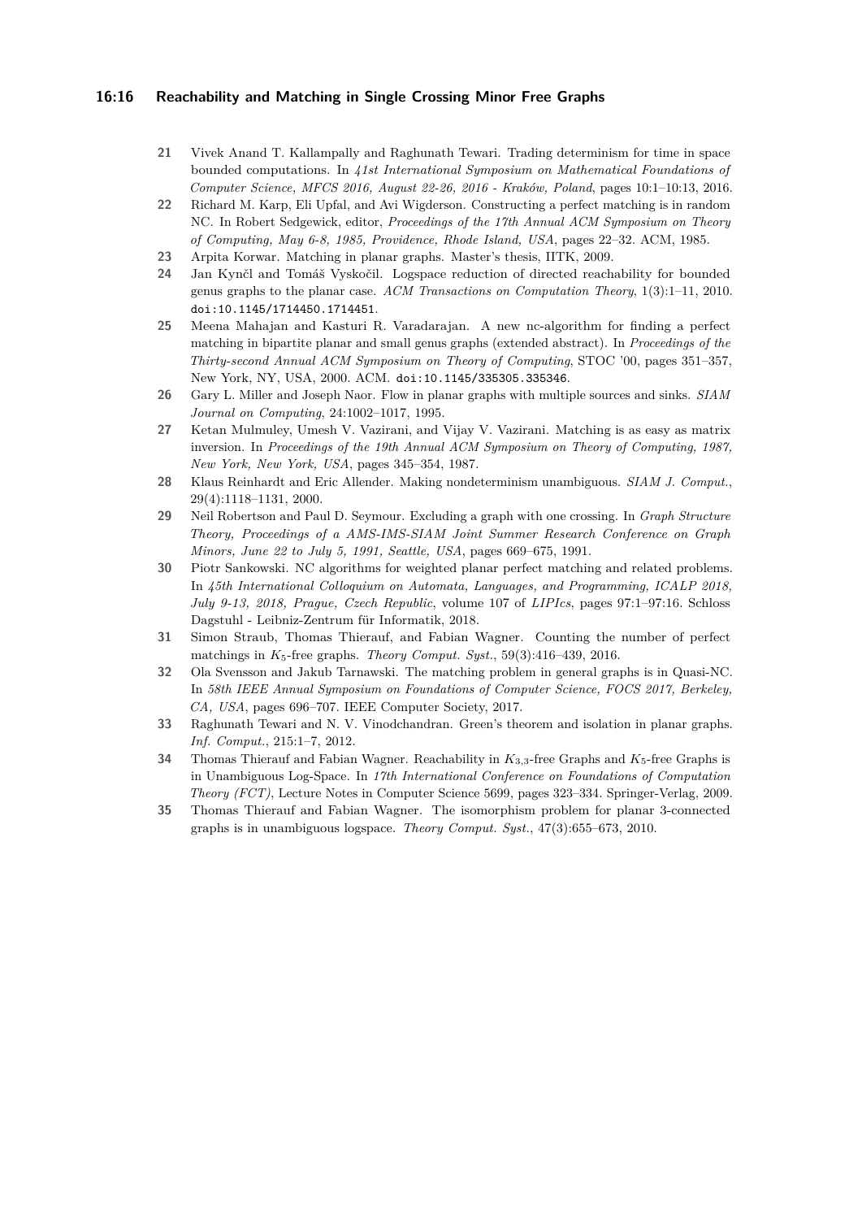21 Vivek Anand T. Kallampally and Raghunath Tewari. Trading determinism for time in space bounded computations. In *41st International Symposium on Mathematical Foundations of Computer Science, MFCS 2016, August 22-26, 2016 - Kraków, Poland*, pages 10:1–10:13, 2016.

22 Richard M. Karp, Eli Upfal, and Avi Wigderson. Constructing a perfect matching is in random NC. In Robert Sedgewick, editor, *Proceedings of the 17th Annual ACM Symposium on Theory of Computing, May 6-8, 1985, Providence, Rhode Island, USA*, pages 22–32. ACM, 1985.

23 Arpita Korwar. Matching in planar graphs. Master's thesis, IITK, 2009.

24 Jan Kynčl and Tomáš Vyskočil. Logspace reduction of directed reachability for bounded genus graphs to the planar case. *ACM Transactions on Computation Theory*, 1(3):1–11, 2010. doi:10.1145/1714450.1714451.

25 Meena Mahajan and Kasturi R. Varadarajan. A new nc-algorithm for finding a perfect matching in bipartite planar and small genus graphs (extended abstract). In *Proceedings of the Thirty-second Annual ACM Symposium on Theory of Computing*, STOC '00, pages 351–357, New York, NY, USA, 2000. ACM. doi:10.1145/335305.335346.

26 Gary L. Miller and Joseph Naor. Flow in planar graphs with multiple sources and sinks. *SIAM Journal on Computing*, 24:1002–1017, 1995.

27 Ketan Mulmuley, Umesh V. Vazirani, and Vijay V. Vazirani. Matching is as easy as matrix inversion. In *Proceedings of the 19th Annual ACM Symposium on Theory of Computing, 1987, New York, New York, USA*, pages 345–354, 1987.

28 Klaus Reinhardt and Eric Allender. Making nondeterminism unambiguous. *SIAM J. Comput.*, 29(4):1118–1131, 2000.

29 Neil Robertson and Paul D. Seymour. Excluding a graph with one crossing. In *Graph Structure Theory, Proceedings of a AMS-IMS-SIAM Joint Summer Research Conference on Graph Minors, June 22 to July 5, 1991, Seattle, USA*, pages 669–675, 1991.

30 Piotr Sankowski. NC algorithms for weighted planar perfect matching and related problems. In *45th International Colloquium on Automata, Languages, and Programming, ICALP 2018, July 9-13, 2018, Prague, Czech Republic*, volume 107 of *LIPIcs*, pages 97:1–97:16. Schloss Dagstuhl - Leibniz-Zentrum für Informatik, 2018.

31 Simon Straub, Thomas Thierauf, and Fabian Wagner. Counting the number of perfect matchings in $K_5$-free graphs. *Theory Comput. Syst.*, 59(3):416–439, 2016.

32 Ola Svensson and Jakub Tarnawski. The matching problem in general graphs is in Quasi-NC. In *58th IEEE Annual Symposium on Foundations of Computer Science, FOCS 2017, Berkeley, CA, USA*, pages 696–707. IEEE Computer Society, 2017.

33 Raghunath Tewari and N. V. Vinodchandran. Green's theorem and isolation in planar graphs. *Inf. Comput.*, 215:1–7, 2012.

34 Thomas Thierauf and Fabian Wagner. Reachability in $K_{3,3}$-free Graphs and $K_5$-free Graphs is in Unambiguous Log-Space. In *17th International Conference on Foundations of Computation Theory (FCT)*, Lecture Notes in Computer Science 5699, pages 323–334. Springer-Verlag, 2009.

35 Thomas Thierauf and Fabian Wagner. The isomorphism problem for planar 3-connected graphs is in unambiguous logspace. *Theory Comput. Syst.*, 47(3):655–673, 2010.